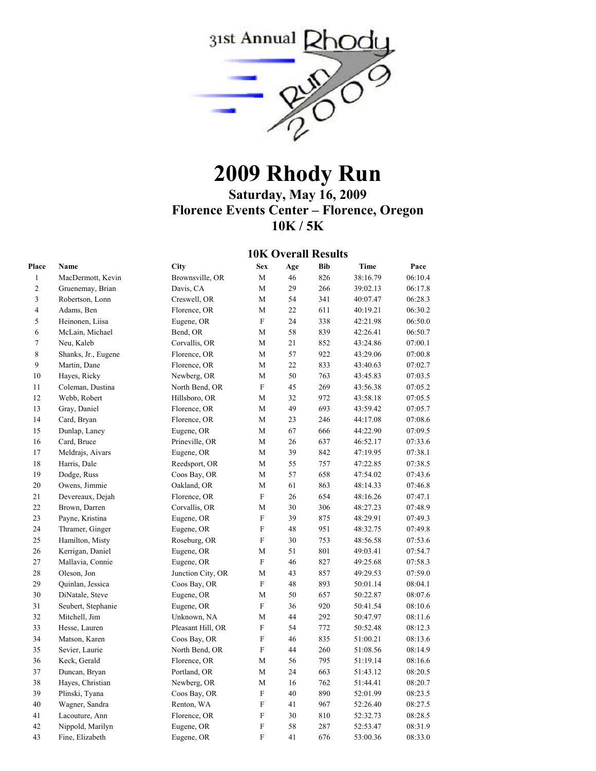# 2009 Rhody Run

### Saturday, May 16, 2009
### Florence Events Center – Florence, Oregon
### 10K / 5K

## 10K Overall Results

| Place | Name | City | Sex | Age | Bib | Time | Pace |
|---|---|---|---|---|---|---|---|
| 1 | MacDermott, Kevin | Brownsville, OR | M | 46 | 826 | 38:16.79 | 06:10.4 |
| 2 | Gruenemay, Brian | Davis, CA | M | 29 | 266 | 39:02.13 | 06:17.8 |
| 3 | Robertson, Lonn | Creswell, OR | M | 54 | 341 | 40:07.47 | 06:28.3 |
| 4 | Adams, Ben | Florence, OR | M | 22 | 611 | 40:19.21 | 06:30.2 |
| 5 | Heinonen, Liisa | Eugene, OR | F | 24 | 338 | 42:21.98 | 06:50.0 |
| 6 | McLain, Michael | Bend, OR | M | 58 | 839 | 42:26.41 | 06:50.7 |
| 7 | Neu, Kaleb | Corvallis, OR | M | 21 | 852 | 43:24.86 | 07:00.1 |
| 8 | Shanks, Jr., Eugene | Florence, OR | M | 57 | 922 | 43:29.06 | 07:00.8 |
| 9 | Martin, Dane | Florence, OR | M | 22 | 833 | 43:40.63 | 07:02.7 |
| 10 | Hayes, Ricky | Newberg, OR | M | 50 | 763 | 43:45.83 | 07:03.5 |
| 11 | Coleman, Dustina | North Bend, OR | F | 45 | 269 | 43:56.38 | 07:05.2 |
| 12 | Webb, Robert | Hillsboro, OR | M | 32 | 972 | 43:58.18 | 07:05.5 |
| 13 | Gray, Daniel | Florence, OR | M | 49 | 693 | 43:59.42 | 07:05.7 |
| 14 | Card, Bryan | Florence, OR | M | 23 | 246 | 44:17.08 | 07:08.6 |
| 15 | Dunlap, Laney | Eugene, OR | M | 67 | 666 | 44:22.90 | 07:09.5 |
| 16 | Card, Bruce | Prineville, OR | M | 26 | 637 | 46:52.17 | 07:33.6 |
| 17 | Meldrajs, Aivars | Eugene, OR | M | 39 | 842 | 47:19.95 | 07:38.1 |
| 18 | Harris, Dale | Reedsport, OR | M | 55 | 757 | 47:22.85 | 07:38.5 |
| 19 | Dodge, Russ | Coos Bay, OR | M | 57 | 658 | 47:54.02 | 07:43.6 |
| 20 | Owens, Jimmie | Oakland, OR | M | 61 | 863 | 48:14.33 | 07:46.8 |
| 21 | Devereaux, Dejah | Florence, OR | F | 26 | 654 | 48:16.26 | 07:47.1 |
| 22 | Brown, Darren | Corvallis, OR | M | 30 | 306 | 48:27.23 | 07:48.9 |
| 23 | Payne, Kristina | Eugene, OR | F | 39 | 875 | 48:29.91 | 07:49.3 |
| 24 | Thramer, Ginger | Eugene, OR | F | 48 | 951 | 48:32.75 | 07:49.8 |
| 25 | Hamilton, Misty | Roseburg, OR | F | 30 | 753 | 48:56.58 | 07:53.6 |
| 26 | Kerrigan, Daniel | Eugene, OR | M | 51 | 801 | 49:03.41 | 07:54.7 |
| 27 | Mallavia, Connie | Eugene, OR | F | 46 | 827 | 49:25.68 | 07:58.3 |
| 28 | Oleson, Jon | Junction City, OR | M | 43 | 857 | 49:29.53 | 07:59.0 |
| 29 | Quinlan, Jessica | Coos Bay, OR | F | 48 | 893 | 50:01.14 | 08:04.1 |
| 30 | DiNatale, Steve | Eugene, OR | M | 50 | 657 | 50:22.87 | 08:07.6 |
| 31 | Seubert, Stephanie | Eugene, OR | F | 36 | 920 | 50:41.54 | 08:10.6 |
| 32 | Mitchell, Jim | Unknown, NA | M | 44 | 292 | 50:47.97 | 08:11.6 |
| 33 | Hesse, Lauren | Pleasant Hill, OR | F | 54 | 772 | 50:52.48 | 08:12.3 |
| 34 | Matson, Karen | Coos Bay, OR | F | 46 | 835 | 51:00.21 | 08:13.6 |
| 35 | Sevier, Laurie | North Bend, OR | F | 44 | 260 | 51:08.56 | 08:14.9 |
| 36 | Keck, Gerald | Florence, OR | M | 56 | 795 | 51:19.14 | 08:16.6 |
| 37 | Duncan, Bryan | Portland, OR | M | 24 | 663 | 51:43.12 | 08:20.5 |
| 38 | Hayes, Christian | Newberg, OR | M | 16 | 762 | 51:44.41 | 08:20.7 |
| 39 | Plinski, Tyana | Coos Bay, OR | F | 40 | 890 | 52:01.99 | 08:23.5 |
| 40 | Wagner, Sandra | Renton, WA | F | 41 | 967 | 52:26.40 | 08:27.5 |
| 41 | Lacouture, Ann | Florence, OR | F | 30 | 810 | 52:32.73 | 08:28.5 |
| 42 | Nippold, Marilyn | Eugene, OR | F | 58 | 287 | 52:53.47 | 08:31.9 |
| 43 | Fine, Elizabeth | Eugene, OR | F | 41 | 676 | 53:00.36 | 08:33.0 |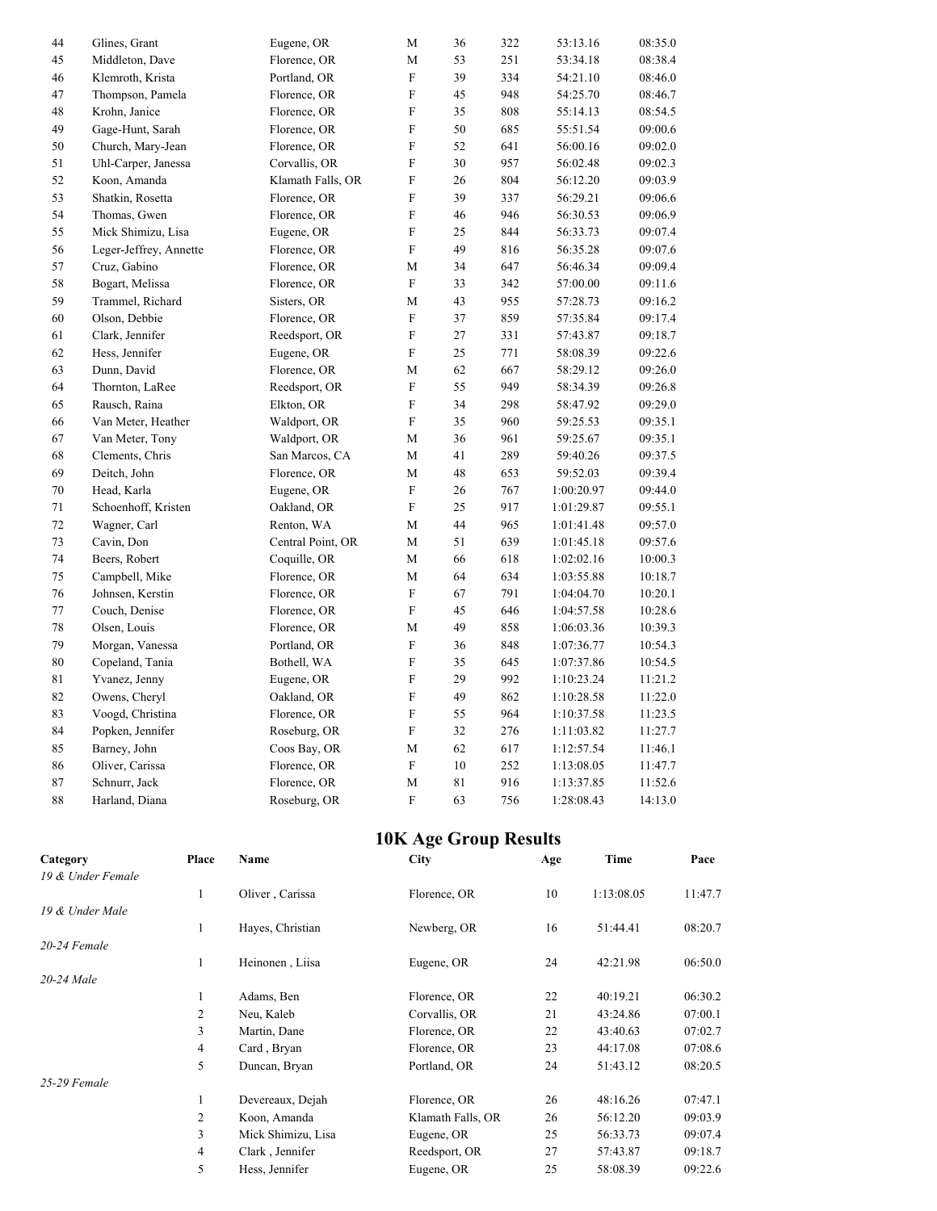| | | | | | | | |
|---|---|---|---|---|---|---|---|
| 44 | Glines, Grant | Eugene, OR | M | 36 | 322 | 53:13.16 | 08:35.0 |
| 45 | Middleton, Dave | Florence, OR | M | 53 | 251 | 53:34.18 | 08:38.4 |
| 46 | Klemroth, Krista | Portland, OR | F | 39 | 334 | 54:21.10 | 08:46.0 |
| 47 | Thompson, Pamela | Florence, OR | F | 45 | 948 | 54:25.70 | 08:46.7 |
| 48 | Krohn, Janice | Florence, OR | F | 35 | 808 | 55:14.13 | 08:54.5 |
| 49 | Gage-Hunt, Sarah | Florence, OR | F | 50 | 685 | 55:51.54 | 09:00.6 |
| 50 | Church, Mary-Jean | Florence, OR | F | 52 | 641 | 56:00.16 | 09:02.0 |
| 51 | Uhl-Carper, Janessa | Corvallis, OR | F | 30 | 957 | 56:02.48 | 09:02.3 |
| 52 | Koon, Amanda | Klamath Falls, OR | F | 26 | 804 | 56:12.20 | 09:03.9 |
| 53 | Shatkin, Rosetta | Florence, OR | F | 39 | 337 | 56:29.21 | 09:06.6 |
| 54 | Thomas, Gwen | Florence, OR | F | 46 | 946 | 56:30.53 | 09:06.9 |
| 55 | Mick Shimizu, Lisa | Eugene, OR | F | 25 | 844 | 56:33.73 | 09:07.4 |
| 56 | Leger-Jeffrey, Annette | Florence, OR | F | 49 | 816 | 56:35.28 | 09:07.6 |
| 57 | Cruz, Gabino | Florence, OR | M | 34 | 647 | 56:46.34 | 09:09.4 |
| 58 | Bogart, Melissa | Florence, OR | F | 33 | 342 | 57:00.00 | 09:11.6 |
| 59 | Trammel, Richard | Sisters, OR | M | 43 | 955 | 57:28.73 | 09:16.2 |
| 60 | Olson, Debbie | Florence, OR | F | 37 | 859 | 57:35.84 | 09:17.4 |
| 61 | Clark, Jennifer | Reedsport, OR | F | 27 | 331 | 57:43.87 | 09:18.7 |
| 62 | Hess, Jennifer | Eugene, OR | F | 25 | 771 | 58:08.39 | 09:22.6 |
| 63 | Dunn, David | Florence, OR | M | 62 | 667 | 58:29.12 | 09:26.0 |
| 64 | Thornton, LaRee | Reedsport, OR | F | 55 | 949 | 58:34.39 | 09:26.8 |
| 65 | Rausch, Raina | Elkton, OR | F | 34 | 298 | 58:47.92 | 09:29.0 |
| 66 | Van Meter, Heather | Waldport, OR | F | 35 | 960 | 59:25.53 | 09:35.1 |
| 67 | Van Meter, Tony | Waldport, OR | M | 36 | 961 | 59:25.67 | 09:35.1 |
| 68 | Clements, Chris | San Marcos, CA | M | 41 | 289 | 59:40.26 | 09:37.5 |
| 69 | Deitch, John | Florence, OR | M | 48 | 653 | 59:52.03 | 09:39.4 |
| 70 | Head, Karla | Eugene, OR | F | 26 | 767 | 1:00:20.97 | 09:44.0 |
| 71 | Schoenhoff, Kristen | Oakland, OR | F | 25 | 917 | 1:01:29.87 | 09:55.1 |
| 72 | Wagner, Carl | Renton, WA | M | 44 | 965 | 1:01:41.48 | 09:57.0 |
| 73 | Cavin, Don | Central Point, OR | M | 51 | 639 | 1:01:45.18 | 09:57.6 |
| 74 | Beers, Robert | Coquille, OR | M | 66 | 618 | 1:02:02.16 | 10:00.3 |
| 75 | Campbell, Mike | Florence, OR | M | 64 | 634 | 1:03:55.88 | 10:18.7 |
| 76 | Johnsen, Kerstin | Florence, OR | F | 67 | 791 | 1:04:04.70 | 10:20.1 |
| 77 | Couch, Denise | Florence, OR | F | 45 | 646 | 1:04:57.58 | 10:28.6 |
| 78 | Olsen, Louis | Florence, OR | M | 49 | 858 | 1:06:03.36 | 10:39.3 |
| 79 | Morgan, Vanessa | Portland, OR | F | 36 | 848 | 1:07:36.77 | 10:54.3 |
| 80 | Copeland, Tania | Bothell, WA | F | 35 | 645 | 1:07:37.86 | 10:54.5 |
| 81 | Yvanez, Jenny | Eugene, OR | F | 29 | 992 | 1:10:23.24 | 11:21.2 |
| 82 | Owens, Cheryl | Oakland, OR | F | 49 | 862 | 1:10:28.58 | 11:22.0 |
| 83 | Voogd, Christina | Florence, OR | F | 55 | 964 | 1:10:37.58 | 11:23.5 |
| 84 | Popken, Jennifer | Roseburg, OR | F | 32 | 276 | 1:11:03.82 | 11:27.7 |
| 85 | Barney, John | Coos Bay, OR | M | 62 | 617 | 1:12:57.54 | 11:46.1 |
| 86 | Oliver, Carissa | Florence, OR | F | 10 | 252 | 1:13:08.05 | 11:47.7 |
| 87 | Schnurr, Jack | Florence, OR | M | 81 | 916 | 1:13:37.85 | 11:52.6 |
| 88 | Harland, Diana | Roseburg, OR | F | 63 | 756 | 1:28:08.43 | 14:13.0 |

## 10K Age Group Results

| Category | Place | Name | City | Age | Time | Pace |
|---|---|---|---|---|---|---|
| *19 & Under Female* | | | | | | |
| | 1 | Oliver , Carissa | Florence, OR | 10 | 1:13:08.05 | 11:47.7 |
| *19 & Under Male* | | | | | | |
| | 1 | Hayes, Christian | Newberg, OR | 16 | 51:44.41 | 08:20.7 |
| *20-24 Female* | | | | | | |
| | 1 | Heinonen , Liisa | Eugene, OR | 24 | 42:21.98 | 06:50.0 |
| *20-24 Male* | | | | | | |
| | 1 | Adams, Ben | Florence, OR | 22 | 40:19.21 | 06:30.2 |
| | 2 | Neu, Kaleb | Corvallis, OR | 21 | 43:24.86 | 07:00.1 |
| | 3 | Martin, Dane | Florence, OR | 22 | 43:40.63 | 07:02.7 |
| | 4 | Card , Bryan | Florence, OR | 23 | 44:17.08 | 07:08.6 |
| | 5 | Duncan, Bryan | Portland, OR | 24 | 51:43.12 | 08:20.5 |
| *25-29 Female* | | | | | | |
| | 1 | Devereaux, Dejah | Florence, OR | 26 | 48:16.26 | 07:47.1 |
| | 2 | Koon, Amanda | Klamath Falls, OR | 26 | 56:12.20 | 09:03.9 |
| | 3 | Mick Shimizu, Lisa | Eugene, OR | 25 | 56:33.73 | 09:07.4 |
| | 4 | Clark , Jennifer | Reedsport, OR | 27 | 57:43.87 | 09:18.7 |
| | 5 | Hess, Jennifer | Eugene, OR | 25 | 58:08.39 | 09:22.6 |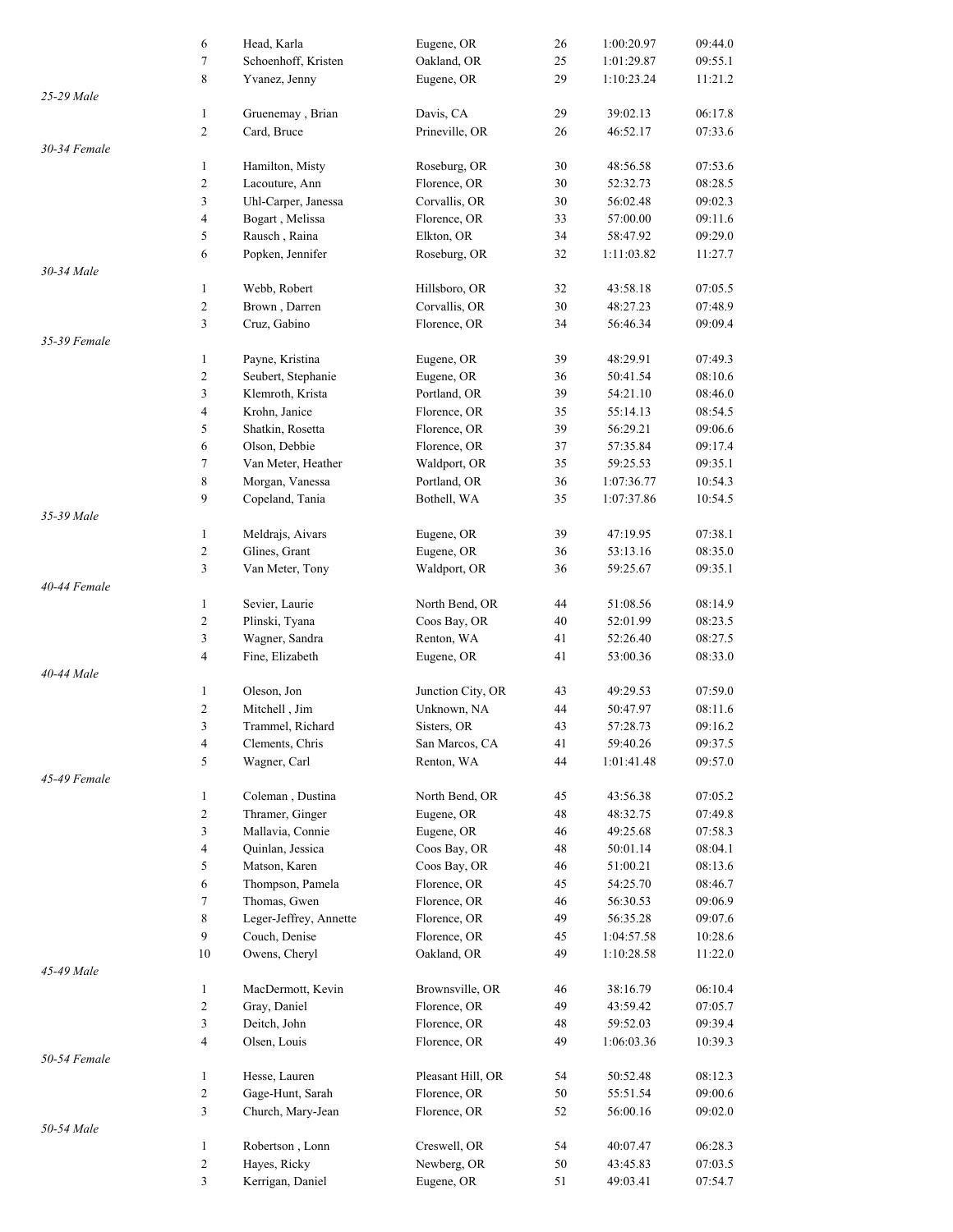| | Place | Name | City | Age | Time | Pace |
|---|---|---|---|---|---|---|
| | 6 | Head, Karla | Eugene, OR | 26 | 1:00:20.97 | 09:44.0 |
| | 7 | Schoenhoff, Kristen | Oakland, OR | 25 | 1:01:29.87 | 09:55.1 |
| | 8 | Yvanez, Jenny | Eugene, OR | 29 | 1:10:23.24 | 11:21.2 |
| *25-29 Male* | | | | | | |
| | 1 | Gruenemay , Brian | Davis, CA | 29 | 39:02.13 | 06:17.8 |
| | 2 | Card, Bruce | Prineville, OR | 26 | 46:52.17 | 07:33.6 |
| *30-34 Female* | | | | | | |
| | 1 | Hamilton, Misty | Roseburg, OR | 30 | 48:56.58 | 07:53.6 |
| | 2 | Lacouture, Ann | Florence, OR | 30 | 52:32.73 | 08:28.5 |
| | 3 | Uhl-Carper, Janessa | Corvallis, OR | 30 | 56:02.48 | 09:02.3 |
| | 4 | Bogart , Melissa | Florence, OR | 33 | 57:00.00 | 09:11.6 |
| | 5 | Rausch , Raina | Elkton, OR | 34 | 58:47.92 | 09:29.0 |
| | 6 | Popken, Jennifer | Roseburg, OR | 32 | 1:11:03.82 | 11:27.7 |
| *30-34 Male* | | | | | | |
| | 1 | Webb, Robert | Hillsboro, OR | 32 | 43:58.18 | 07:05.5 |
| | 2 | Brown , Darren | Corvallis, OR | 30 | 48:27.23 | 07:48.9 |
| | 3 | Cruz, Gabino | Florence, OR | 34 | 56:46.34 | 09:09.4 |
| *35-39 Female* | | | | | | |
| | 1 | Payne, Kristina | Eugene, OR | 39 | 48:29.91 | 07:49.3 |
| | 2 | Seubert, Stephanie | Eugene, OR | 36 | 50:41.54 | 08:10.6 |
| | 3 | Klemroth, Krista | Portland, OR | 39 | 54:21.10 | 08:46.0 |
| | 4 | Krohn, Janice | Florence, OR | 35 | 55:14.13 | 08:54.5 |
| | 5 | Shatkin, Rosetta | Florence, OR | 39 | 56:29.21 | 09:06.6 |
| | 6 | Olson, Debbie | Florence, OR | 37 | 57:35.84 | 09:17.4 |
| | 7 | Van Meter, Heather | Waldport, OR | 35 | 59:25.53 | 09:35.1 |
| | 8 | Morgan, Vanessa | Portland, OR | 36 | 1:07:36.77 | 10:54.3 |
| | 9 | Copeland, Tania | Bothell, WA | 35 | 1:07:37.86 | 10:54.5 |
| *35-39 Male* | | | | | | |
| | 1 | Meldrajs, Aivars | Eugene, OR | 39 | 47:19.95 | 07:38.1 |
| | 2 | Glines, Grant | Eugene, OR | 36 | 53:13.16 | 08:35.0 |
| | 3 | Van Meter, Tony | Waldport, OR | 36 | 59:25.67 | 09:35.1 |
| *40-44 Female* | | | | | | |
| | 1 | Sevier, Laurie | North Bend, OR | 44 | 51:08.56 | 08:14.9 |
| | 2 | Plinski, Tyana | Coos Bay, OR | 40 | 52:01.99 | 08:23.5 |
| | 3 | Wagner, Sandra | Renton, WA | 41 | 52:26.40 | 08:27.5 |
| | 4 | Fine, Elizabeth | Eugene, OR | 41 | 53:00.36 | 08:33.0 |
| *40-44 Male* | | | | | | |
| | 1 | Oleson, Jon | Junction City, OR | 43 | 49:29.53 | 07:59.0 |
| | 2 | Mitchell , Jim | Unknown, NA | 44 | 50:47.97 | 08:11.6 |
| | 3 | Trammel, Richard | Sisters, OR | 43 | 57:28.73 | 09:16.2 |
| | 4 | Clements, Chris | San Marcos, CA | 41 | 59:40.26 | 09:37.5 |
| | 5 | Wagner, Carl | Renton, WA | 44 | 1:01:41.48 | 09:57.0 |
| *45-49 Female* | | | | | | |
| | 1 | Coleman , Dustina | North Bend, OR | 45 | 43:56.38 | 07:05.2 |
| | 2 | Thramer, Ginger | Eugene, OR | 48 | 48:32.75 | 07:49.8 |
| | 3 | Mallavia, Connie | Eugene, OR | 46 | 49:25.68 | 07:58.3 |
| | 4 | Quinlan, Jessica | Coos Bay, OR | 48 | 50:01.14 | 08:04.1 |
| | 5 | Matson, Karen | Coos Bay, OR | 46 | 51:00.21 | 08:13.6 |
| | 6 | Thompson, Pamela | Florence, OR | 45 | 54:25.70 | 08:46.7 |
| | 7 | Thomas, Gwen | Florence, OR | 46 | 56:30.53 | 09:06.9 |
| | 8 | Leger-Jeffrey, Annette | Florence, OR | 49 | 56:35.28 | 09:07.6 |
| | 9 | Couch, Denise | Florence, OR | 45 | 1:04:57.58 | 10:28.6 |
| | 10 | Owens, Cheryl | Oakland, OR | 49 | 1:10:28.58 | 11:22.0 |
| *45-49 Male* | | | | | | |
| | 1 | MacDermott, Kevin | Brownsville, OR | 46 | 38:16.79 | 06:10.4 |
| | 2 | Gray, Daniel | Florence, OR | 49 | 43:59.42 | 07:05.7 |
| | 3 | Deitch, John | Florence, OR | 48 | 59:52.03 | 09:39.4 |
| | 4 | Olsen, Louis | Florence, OR | 49 | 1:06:03.36 | 10:39.3 |
| *50-54 Female* | | | | | | |
| | 1 | Hesse, Lauren | Pleasant Hill, OR | 54 | 50:52.48 | 08:12.3 |
| | 2 | Gage-Hunt, Sarah | Florence, OR | 50 | 55:51.54 | 09:00.6 |
| | 3 | Church, Mary-Jean | Florence, OR | 52 | 56:00.16 | 09:02.0 |
| *50-54 Male* | | | | | | |
| | 1 | Robertson , Lonn | Creswell, OR | 54 | 40:07.47 | 06:28.3 |
| | 2 | Hayes, Ricky | Newberg, OR | 50 | 43:45.83 | 07:03.5 |
| | 3 | Kerrigan, Daniel | Eugene, OR | 51 | 49:03.41 | 07:54.7 |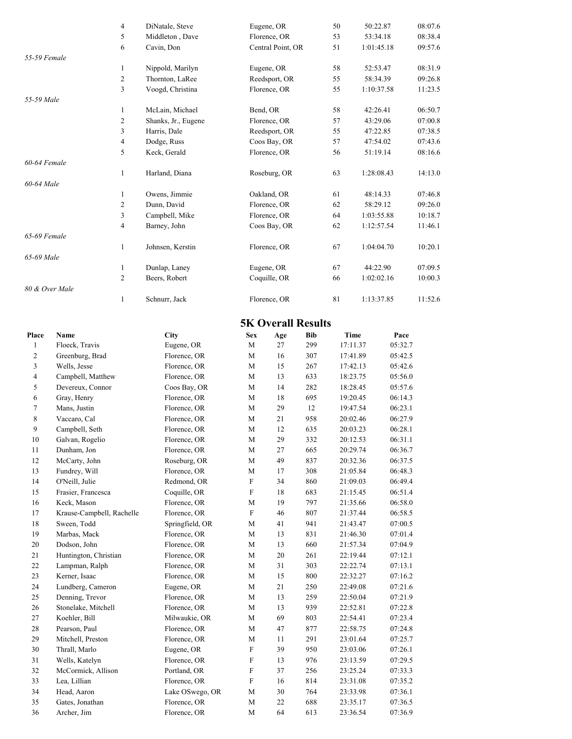| | | | | | | |
|---|---|---|---|---|---|---|
| | 4 | DiNatale, Steve | Eugene, OR | 50 | 50:22.87 | 08:07.6 |
| | 5 | Middleton , Dave | Florence, OR | 53 | 53:34.18 | 08:38.4 |
| | 6 | Cavin, Don | Central Point, OR | 51 | 1:01:45.18 | 09:57.6 |
| *55-59 Female* | | | | | | |
| | 1 | Nippold, Marilyn | Eugene, OR | 58 | 52:53.47 | 08:31.9 |
| | 2 | Thornton, LaRee | Reedsport, OR | 55 | 58:34.39 | 09:26.8 |
| | 3 | Voogd, Christina | Florence, OR | 55 | 1:10:37.58 | 11:23.5 |
| *55-59 Male* | | | | | | |
| | 1 | McLain, Michael | Bend, OR | 58 | 42:26.41 | 06:50.7 |
| | 2 | Shanks, Jr., Eugene | Florence, OR | 57 | 43:29.06 | 07:00.8 |
| | 3 | Harris, Dale | Reedsport, OR | 55 | 47:22.85 | 07:38.5 |
| | 4 | Dodge, Russ | Coos Bay, OR | 57 | 47:54.02 | 07:43.6 |
| | 5 | Keck, Gerald | Florence, OR | 56 | 51:19.14 | 08:16.6 |
| *60-64 Female* | | | | | | |
| | 1 | Harland, Diana | Roseburg, OR | 63 | 1:28:08.43 | 14:13.0 |
| *60-64 Male* | | | | | | |
| | 1 | Owens, Jimmie | Oakland, OR | 61 | 48:14.33 | 07:46.8 |
| | 2 | Dunn, David | Florence, OR | 62 | 58:29.12 | 09:26.0 |
| | 3 | Campbell, Mike | Florence, OR | 64 | 1:03:55.88 | 10:18.7 |
| | 4 | Barney, John | Coos Bay, OR | 62 | 1:12:57.54 | 11:46.1 |
| *65-69 Female* | | | | | | |
| | 1 | Johnsen, Kerstin | Florence, OR | 67 | 1:04:04.70 | 10:20.1 |
| *65-69 Male* | | | | | | |
| | 1 | Dunlap, Laney | Eugene, OR | 67 | 44:22.90 | 07:09.5 |
| | 2 | Beers, Robert | Coquille, OR | 66 | 1:02:02.16 | 10:00.3 |
| *80 & Over Male* | | | | | | |
| | 1 | Schnurr, Jack | Florence, OR | 81 | 1:13:37.85 | 11:52.6 |

## 5K Overall Results

| Place | Name | City | Sex | Age | Bib | Time | Pace |
|---|---|---|---|---|---|---|---|
| 1 | Floeck, Travis | Eugene, OR | M | 27 | 299 | 17:11.37 | 05:32.7 |
| 2 | Greenburg, Brad | Florence, OR | M | 16 | 307 | 17:41.89 | 05:42.5 |
| 3 | Wells, Jesse | Florence, OR | M | 15 | 267 | 17:42.13 | 05:42.6 |
| 4 | Campbell, Matthew | Florence, OR | M | 13 | 633 | 18:23.75 | 05:56.0 |
| 5 | Devereux, Connor | Coos Bay, OR | M | 14 | 282 | 18:28.45 | 05:57.6 |
| 6 | Gray, Henry | Florence, OR | M | 18 | 695 | 19:20.45 | 06:14.3 |
| 7 | Mans, Justin | Florence, OR | M | 29 | 12 | 19:47.54 | 06:23.1 |
| 8 | Vaccaro, Cal | Florence, OR | M | 21 | 958 | 20:02.46 | 06:27.9 |
| 9 | Campbell, Seth | Florence, OR | M | 12 | 635 | 20:03.23 | 06:28.1 |
| 10 | Galvan, Rogelio | Florence, OR | M | 29 | 332 | 20:12.53 | 06:31.1 |
| 11 | Dunham, Jon | Florence, OR | M | 27 | 665 | 20:29.74 | 06:36.7 |
| 12 | McCarty, John | Roseburg, OR | M | 49 | 837 | 20:32.36 | 06:37.5 |
| 13 | Fundrey, Will | Florence, OR | M | 17 | 308 | 21:05.84 | 06:48.3 |
| 14 | O'Neill, Julie | Redmond, OR | F | 34 | 860 | 21:09.03 | 06:49.4 |
| 15 | Frasier, Francesca | Coquille, OR | F | 18 | 683 | 21:15.45 | 06:51.4 |
| 16 | Keck, Mason | Florence, OR | M | 19 | 797 | 21:35.66 | 06:58.0 |
| 17 | Krause-Campbell, Rachelle | Florence, OR | F | 46 | 807 | 21:37.44 | 06:58.5 |
| 18 | Sween, Todd | Springfield, OR | M | 41 | 941 | 21:43.47 | 07:00.5 |
| 19 | Marbas, Mack | Florence, OR | M | 13 | 831 | 21:46.30 | 07:01.4 |
| 20 | Dodson, John | Florence, OR | M | 13 | 660 | 21:57.34 | 07:04.9 |
| 21 | Huntington, Christian | Florence, OR | M | 20 | 261 | 22:19.44 | 07:12.1 |
| 22 | Lampman, Ralph | Florence, OR | M | 31 | 303 | 22:22.74 | 07:13.1 |
| 23 | Kerner, Isaac | Florence, OR | M | 15 | 800 | 22:32.27 | 07:16.2 |
| 24 | Lundberg, Cameron | Eugene, OR | M | 21 | 250 | 22:49.08 | 07:21.6 |
| 25 | Denning, Trevor | Florence, OR | M | 13 | 259 | 22:50.04 | 07:21.9 |
| 26 | Stonelake, Mitchell | Florence, OR | M | 13 | 939 | 22:52.81 | 07:22.8 |
| 27 | Koehler, Bill | Milwaukie, OR | M | 69 | 803 | 22:54.41 | 07:23.4 |
| 28 | Pearson, Paul | Florence, OR | M | 47 | 877 | 22:58.75 | 07:24.8 |
| 29 | Mitchell, Preston | Florence, OR | M | 11 | 291 | 23:01.64 | 07:25.7 |
| 30 | Thrall, Marlo | Eugene, OR | F | 39 | 950 | 23:03.06 | 07:26.1 |
| 31 | Wells, Katelyn | Florence, OR | F | 13 | 976 | 23:13.59 | 07:29.5 |
| 32 | McCormick, Allison | Portland, OR | F | 37 | 256 | 23:25.24 | 07:33.3 |
| 33 | Lea, Lillian | Florence, OR | F | 16 | 814 | 23:31.08 | 07:35.2 |
| 34 | Head, Aaron | Lake OSwego, OR | M | 30 | 764 | 23:33.98 | 07:36.1 |
| 35 | Gates, Jonathan | Florence, OR | M | 22 | 688 | 23:35.17 | 07:36.5 |
| 36 | Archer, Jim | Florence, OR | M | 64 | 613 | 23:36.54 | 07:36.9 |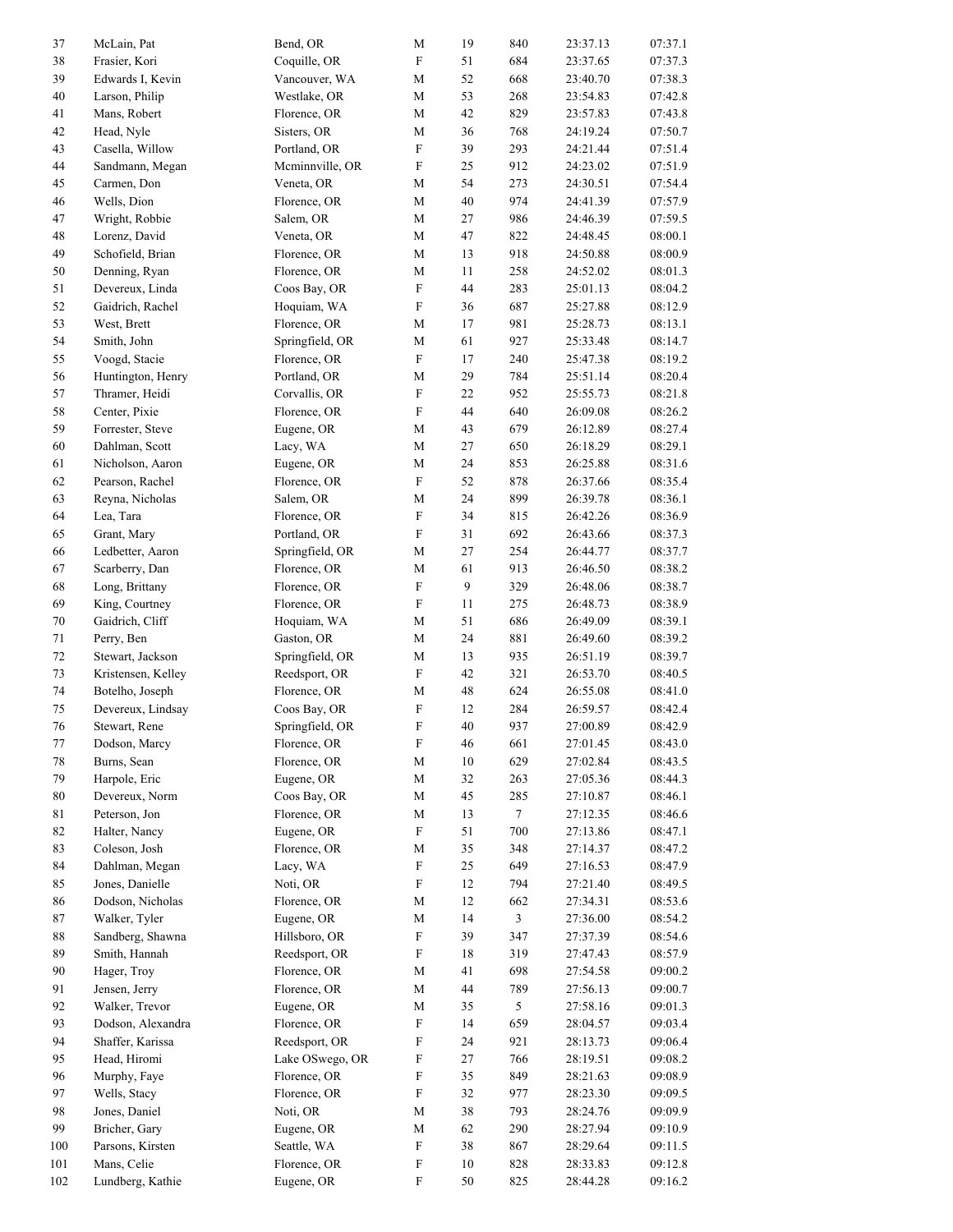| | | | | | | | |
|---|---|---|---|---|---|---|---|
| 37 | McLain, Pat | Bend, OR | M | 19 | 840 | 23:37.13 | 07:37.1 |
| 38 | Frasier, Kori | Coquille, OR | F | 51 | 684 | 23:37.65 | 07:37.3 |
| 39 | Edwards I, Kevin | Vancouver, WA | M | 52 | 668 | 23:40.70 | 07:38.3 |
| 40 | Larson, Philip | Westlake, OR | M | 53 | 268 | 23:54.83 | 07:42.8 |
| 41 | Mans, Robert | Florence, OR | M | 42 | 829 | 23:57.83 | 07:43.8 |
| 42 | Head, Nyle | Sisters, OR | M | 36 | 768 | 24:19.24 | 07:50.7 |
| 43 | Casella, Willow | Portland, OR | F | 39 | 293 | 24:21.44 | 07:51.4 |
| 44 | Sandmann, Megan | Mcminnville, OR | F | 25 | 912 | 24:23.02 | 07:51.9 |
| 45 | Carmen, Don | Veneta, OR | M | 54 | 273 | 24:30.51 | 07:54.4 |
| 46 | Wells, Dion | Florence, OR | M | 40 | 974 | 24:41.39 | 07:57.9 |
| 47 | Wright, Robbie | Salem, OR | M | 27 | 986 | 24:46.39 | 07:59.5 |
| 48 | Lorenz, David | Veneta, OR | M | 47 | 822 | 24:48.45 | 08:00.1 |
| 49 | Schofield, Brian | Florence, OR | M | 13 | 918 | 24:50.88 | 08:00.9 |
| 50 | Denning, Ryan | Florence, OR | M | 11 | 258 | 24:52.02 | 08:01.3 |
| 51 | Devereux, Linda | Coos Bay, OR | F | 44 | 283 | 25:01.13 | 08:04.2 |
| 52 | Gaidrich, Rachel | Hoquiam, WA | F | 36 | 687 | 25:27.88 | 08:12.9 |
| 53 | West, Brett | Florence, OR | M | 17 | 981 | 25:28.73 | 08:13.1 |
| 54 | Smith, John | Springfield, OR | M | 61 | 927 | 25:33.48 | 08:14.7 |
| 55 | Voogd, Stacie | Florence, OR | F | 17 | 240 | 25:47.38 | 08:19.2 |
| 56 | Huntington, Henry | Portland, OR | M | 29 | 784 | 25:51.14 | 08:20.4 |
| 57 | Thramer, Heidi | Corvallis, OR | F | 22 | 952 | 25:55.73 | 08:21.8 |
| 58 | Center, Pixie | Florence, OR | F | 44 | 640 | 26:09.08 | 08:26.2 |
| 59 | Forrester, Steve | Eugene, OR | M | 43 | 679 | 26:12.89 | 08:27.4 |
| 60 | Dahlman, Scott | Lacy, WA | M | 27 | 650 | 26:18.29 | 08:29.1 |
| 61 | Nicholson, Aaron | Eugene, OR | M | 24 | 853 | 26:25.88 | 08:31.6 |
| 62 | Pearson, Rachel | Florence, OR | F | 52 | 878 | 26:37.66 | 08:35.4 |
| 63 | Reyna, Nicholas | Salem, OR | M | 24 | 899 | 26:39.78 | 08:36.1 |
| 64 | Lea, Tara | Florence, OR | F | 34 | 815 | 26:42.26 | 08:36.9 |
| 65 | Grant, Mary | Portland, OR | F | 31 | 692 | 26:43.66 | 08:37.3 |
| 66 | Ledbetter, Aaron | Springfield, OR | M | 27 | 254 | 26:44.77 | 08:37.7 |
| 67 | Scarberry, Dan | Florence, OR | M | 61 | 913 | 26:46.50 | 08:38.2 |
| 68 | Long, Brittany | Florence, OR | F | 9 | 329 | 26:48.06 | 08:38.7 |
| 69 | King, Courtney | Florence, OR | F | 11 | 275 | 26:48.73 | 08:38.9 |
| 70 | Gaidrich, Cliff | Hoquiam, WA | M | 51 | 686 | 26:49.09 | 08:39.1 |
| 71 | Perry, Ben | Gaston, OR | M | 24 | 881 | 26:49.60 | 08:39.2 |
| 72 | Stewart, Jackson | Springfield, OR | M | 13 | 935 | 26:51.19 | 08:39.7 |
| 73 | Kristensen, Kelley | Reedsport, OR | F | 42 | 321 | 26:53.70 | 08:40.5 |
| 74 | Botelho, Joseph | Florence, OR | M | 48 | 624 | 26:55.08 | 08:41.0 |
| 75 | Devereux, Lindsay | Coos Bay, OR | F | 12 | 284 | 26:59.57 | 08:42.4 |
| 76 | Stewart, Rene | Springfield, OR | F | 40 | 937 | 27:00.89 | 08:42.9 |
| 77 | Dodson, Marcy | Florence, OR | F | 46 | 661 | 27:01.45 | 08:43.0 |
| 78 | Burns, Sean | Florence, OR | M | 10 | 629 | 27:02.84 | 08:43.5 |
| 79 | Harpole, Eric | Eugene, OR | M | 32 | 263 | 27:05.36 | 08:44.3 |
| 80 | Devereux, Norm | Coos Bay, OR | M | 45 | 285 | 27:10.87 | 08:46.1 |
| 81 | Peterson, Jon | Florence, OR | M | 13 | 7 | 27:12.35 | 08:46.6 |
| 82 | Halter, Nancy | Eugene, OR | F | 51 | 700 | 27:13.86 | 08:47.1 |
| 83 | Coleson, Josh | Florence, OR | M | 35 | 348 | 27:14.37 | 08:47.2 |
| 84 | Dahlman, Megan | Lacy, WA | F | 25 | 649 | 27:16.53 | 08:47.9 |
| 85 | Jones, Danielle | Noti, OR | F | 12 | 794 | 27:21.40 | 08:49.5 |
| 86 | Dodson, Nicholas | Florence, OR | M | 12 | 662 | 27:34.31 | 08:53.6 |
| 87 | Walker, Tyler | Eugene, OR | M | 14 | 3 | 27:36.00 | 08:54.2 |
| 88 | Sandberg, Shawna | Hillsboro, OR | F | 39 | 347 | 27:37.39 | 08:54.6 |
| 89 | Smith, Hannah | Reedsport, OR | F | 18 | 319 | 27:47.43 | 08:57.9 |
| 90 | Hager, Troy | Florence, OR | M | 41 | 698 | 27:54.58 | 09:00.2 |
| 91 | Jensen, Jerry | Florence, OR | M | 44 | 789 | 27:56.13 | 09:00.7 |
| 92 | Walker, Trevor | Eugene, OR | M | 35 | 5 | 27:58.16 | 09:01.3 |
| 93 | Dodson, Alexandra | Florence, OR | F | 14 | 659 | 28:04.57 | 09:03.4 |
| 94 | Shaffer, Karissa | Reedsport, OR | F | 24 | 921 | 28:13.73 | 09:06.4 |
| 95 | Head, Hiromi | Lake OSwego, OR | F | 27 | 766 | 28:19.51 | 09:08.2 |
| 96 | Murphy, Faye | Florence, OR | F | 35 | 849 | 28:21.63 | 09:08.9 |
| 97 | Wells, Stacy | Florence, OR | F | 32 | 977 | 28:23.30 | 09:09.5 |
| 98 | Jones, Daniel | Noti, OR | M | 38 | 793 | 28:24.76 | 09:09.9 |
| 99 | Bricher, Gary | Eugene, OR | M | 62 | 290 | 28:27.94 | 09:10.9 |
| 100 | Parsons, Kirsten | Seattle, WA | F | 38 | 867 | 28:29.64 | 09:11.5 |
| 101 | Mans, Celie | Florence, OR | F | 10 | 828 | 28:33.83 | 09:12.8 |
| 102 | Lundberg, Kathie | Eugene, OR | F | 50 | 825 | 28:44.28 | 09:16.2 |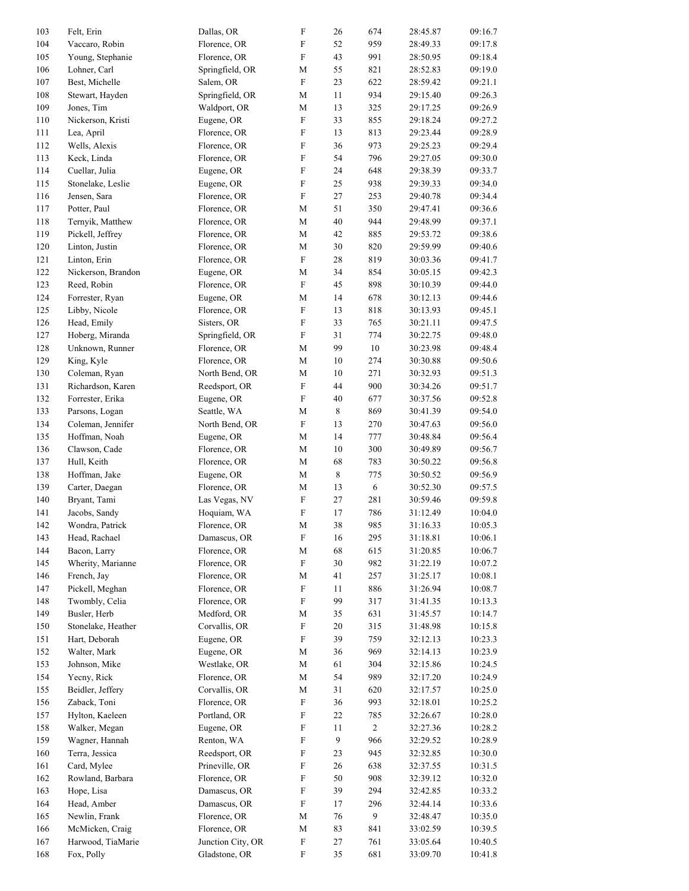| | | | | | | | |
|---|---|---|---|---|---|---|---|
| 103 | Felt, Erin | Dallas, OR | F | 26 | 674 | 28:45.87 | 09:16.7 |
| 104 | Vaccaro, Robin | Florence, OR | F | 52 | 959 | 28:49.33 | 09:17.8 |
| 105 | Young, Stephanie | Florence, OR | F | 43 | 991 | 28:50.95 | 09:18.4 |
| 106 | Lohner, Carl | Springfield, OR | M | 55 | 821 | 28:52.83 | 09:19.0 |
| 107 | Best, Michelle | Salem, OR | F | 23 | 622 | 28:59.42 | 09:21.1 |
| 108 | Stewart, Hayden | Springfield, OR | M | 11 | 934 | 29:15.40 | 09:26.3 |
| 109 | Jones, Tim | Waldport, OR | M | 13 | 325 | 29:17.25 | 09:26.9 |
| 110 | Nickerson, Kristi | Eugene, OR | F | 33 | 855 | 29:18.24 | 09:27.2 |
| 111 | Lea, April | Florence, OR | F | 13 | 813 | 29:23.44 | 09:28.9 |
| 112 | Wells, Alexis | Florence, OR | F | 36 | 973 | 29:25.23 | 09:29.4 |
| 113 | Keck, Linda | Florence, OR | F | 54 | 796 | 29:27.05 | 09:30.0 |
| 114 | Cuellar, Julia | Eugene, OR | F | 24 | 648 | 29:38.39 | 09:33.7 |
| 115 | Stonelake, Leslie | Eugene, OR | F | 25 | 938 | 29:39.33 | 09:34.0 |
| 116 | Jensen, Sara | Florence, OR | F | 27 | 253 | 29:40.78 | 09:34.4 |
| 117 | Potter, Paul | Florence, OR | M | 51 | 350 | 29:47.41 | 09:36.6 |
| 118 | Ternyik, Matthew | Florence, OR | M | 40 | 944 | 29:48.99 | 09:37.1 |
| 119 | Pickell, Jeffrey | Florence, OR | M | 42 | 885 | 29:53.72 | 09:38.6 |
| 120 | Linton, Justin | Florence, OR | M | 30 | 820 | 29:59.99 | 09:40.6 |
| 121 | Linton, Erin | Florence, OR | F | 28 | 819 | 30:03.36 | 09:41.7 |
| 122 | Nickerson, Brandon | Eugene, OR | M | 34 | 854 | 30:05.15 | 09:42.3 |
| 123 | Reed, Robin | Florence, OR | F | 45 | 898 | 30:10.39 | 09:44.0 |
| 124 | Forrester, Ryan | Eugene, OR | M | 14 | 678 | 30:12.13 | 09:44.6 |
| 125 | Libby, Nicole | Florence, OR | F | 13 | 818 | 30:13.93 | 09:45.1 |
| 126 | Head, Emily | Sisters, OR | F | 33 | 765 | 30:21.11 | 09:47.5 |
| 127 | Hoberg, Miranda | Springfield, OR | F | 31 | 774 | 30:22.75 | 09:48.0 |
| 128 | Unknown, Runner | Florence, OR | M | 99 | 10 | 30:23.98 | 09:48.4 |
| 129 | King, Kyle | Florence, OR | M | 10 | 274 | 30:30.88 | 09:50.6 |
| 130 | Coleman, Ryan | North Bend, OR | M | 10 | 271 | 30:32.93 | 09:51.3 |
| 131 | Richardson, Karen | Reedsport, OR | F | 44 | 900 | 30:34.26 | 09:51.7 |
| 132 | Forrester, Erika | Eugene, OR | F | 40 | 677 | 30:37.56 | 09:52.8 |
| 133 | Parsons, Logan | Seattle, WA | M | 8 | 869 | 30:41.39 | 09:54.0 |
| 134 | Coleman, Jennifer | North Bend, OR | F | 13 | 270 | 30:47.63 | 09:56.0 |
| 135 | Hoffman, Noah | Eugene, OR | M | 14 | 777 | 30:48.84 | 09:56.4 |
| 136 | Clawson, Cade | Florence, OR | M | 10 | 300 | 30:49.89 | 09:56.7 |
| 137 | Hull, Keith | Florence, OR | M | 68 | 783 | 30:50.22 | 09:56.8 |
| 138 | Hoffman, Jake | Eugene, OR | M | 8 | 775 | 30:50.52 | 09:56.9 |
| 139 | Carter, Daegan | Florence, OR | M | 13 | 6 | 30:52.30 | 09:57.5 |
| 140 | Bryant, Tami | Las Vegas, NV | F | 27 | 281 | 30:59.46 | 09:59.8 |
| 141 | Jacobs, Sandy | Hoquiam, WA | F | 17 | 786 | 31:12.49 | 10:04.0 |
| 142 | Wondra, Patrick | Florence, OR | M | 38 | 985 | 31:16.33 | 10:05.3 |
| 143 | Head, Rachael | Damascus, OR | F | 16 | 295 | 31:18.81 | 10:06.1 |
| 144 | Bacon, Larry | Florence, OR | M | 68 | 615 | 31:20.85 | 10:06.7 |
| 145 | Wherity, Marianne | Florence, OR | F | 30 | 982 | 31:22.19 | 10:07.2 |
| 146 | French, Jay | Florence, OR | M | 41 | 257 | 31:25.17 | 10:08.1 |
| 147 | Pickell, Meghan | Florence, OR | F | 11 | 886 | 31:26.94 | 10:08.7 |
| 148 | Twombly, Celia | Florence, OR | F | 99 | 317 | 31:41.35 | 10:13.3 |
| 149 | Busler, Herb | Medford, OR | M | 35 | 631 | 31:45.57 | 10:14.7 |
| 150 | Stonelake, Heather | Corvallis, OR | F | 20 | 315 | 31:48.98 | 10:15.8 |
| 151 | Hart, Deborah | Eugene, OR | F | 39 | 759 | 32:12.13 | 10:23.3 |
| 152 | Walter, Mark | Eugene, OR | M | 36 | 969 | 32:14.13 | 10:23.9 |
| 153 | Johnson, Mike | Westlake, OR | M | 61 | 304 | 32:15.86 | 10:24.5 |
| 154 | Yecny, Rick | Florence, OR | M | 54 | 989 | 32:17.20 | 10:24.9 |
| 155 | Beidler, Jeffery | Corvallis, OR | M | 31 | 620 | 32:17.57 | 10:25.0 |
| 156 | Zaback, Toni | Florence, OR | F | 36 | 993 | 32:18.01 | 10:25.2 |
| 157 | Hylton, Kaeleen | Portland, OR | F | 22 | 785 | 32:26.67 | 10:28.0 |
| 158 | Walker, Megan | Eugene, OR | F | 11 | 2 | 32:27.36 | 10:28.2 |
| 159 | Wagner, Hannah | Renton, WA | F | 9 | 966 | 32:29.52 | 10:28.9 |
| 160 | Terra, Jessica | Reedsport, OR | F | 23 | 945 | 32:32.85 | 10:30.0 |
| 161 | Card, Mylee | Prineville, OR | F | 26 | 638 | 32:37.55 | 10:31.5 |
| 162 | Rowland, Barbara | Florence, OR | F | 50 | 908 | 32:39.12 | 10:32.0 |
| 163 | Hope, Lisa | Damascus, OR | F | 39 | 294 | 32:42.85 | 10:33.2 |
| 164 | Head, Amber | Damascus, OR | F | 17 | 296 | 32:44.14 | 10:33.6 |
| 165 | Newlin, Frank | Florence, OR | M | 76 | 9 | 32:48.47 | 10:35.0 |
| 166 | McMicken, Craig | Florence, OR | M | 83 | 841 | 33:02.59 | 10:39.5 |
| 167 | Harwood, TiaMarie | Junction City, OR | F | 27 | 761 | 33:05.64 | 10:40.5 |
| 168 | Fox, Polly | Gladstone, OR | F | 35 | 681 | 33:09.70 | 10:41.8 |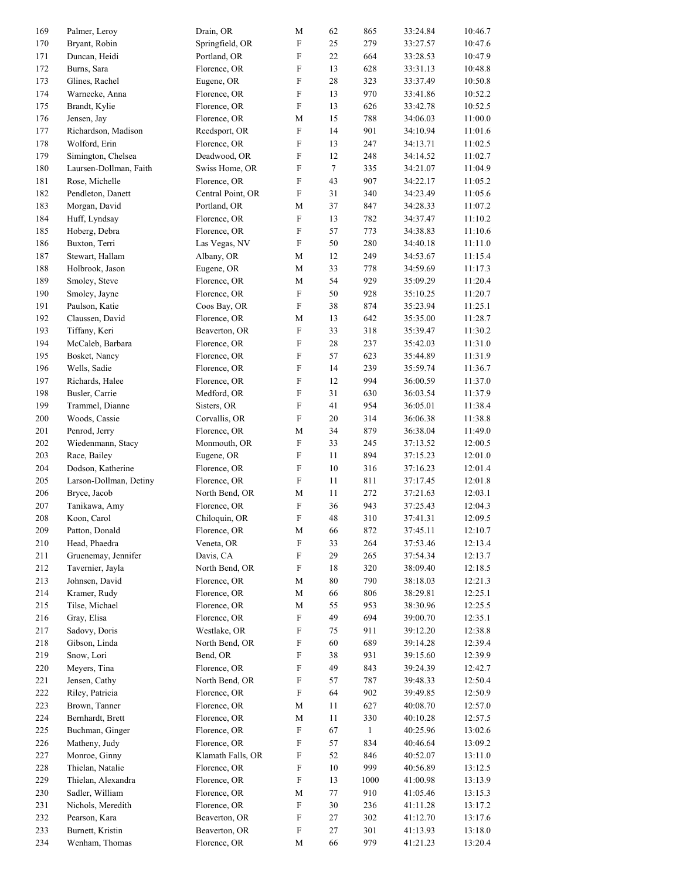| | | | | | | | |
|---|---|---|---|---|---|---|---|
| 169 | Palmer, Leroy | Drain, OR | M | 62 | 865 | 33:24.84 | 10:46.7 |
| 170 | Bryant, Robin | Springfield, OR | F | 25 | 279 | 33:27.57 | 10:47.6 |
| 171 | Duncan, Heidi | Portland, OR | F | 22 | 664 | 33:28.53 | 10:47.9 |
| 172 | Burns, Sara | Florence, OR | F | 13 | 628 | 33:31.13 | 10:48.8 |
| 173 | Glines, Rachel | Eugene, OR | F | 28 | 323 | 33:37.49 | 10:50.8 |
| 174 | Warnecke, Anna | Florence, OR | F | 13 | 970 | 33:41.86 | 10:52.2 |
| 175 | Brandt, Kylie | Florence, OR | F | 13 | 626 | 33:42.78 | 10:52.5 |
| 176 | Jensen, Jay | Florence, OR | M | 15 | 788 | 34:06.03 | 11:00.0 |
| 177 | Richardson, Madison | Reedsport, OR | F | 14 | 901 | 34:10.94 | 11:01.6 |
| 178 | Wolford, Erin | Florence, OR | F | 13 | 247 | 34:13.71 | 11:02.5 |
| 179 | Simington, Chelsea | Deadwood, OR | F | 12 | 248 | 34:14.52 | 11:02.7 |
| 180 | Laursen-Dollman, Faith | Swiss Home, OR | F | 7 | 335 | 34:21.07 | 11:04.9 |
| 181 | Rose, Michelle | Florence, OR | F | 43 | 907 | 34:22.17 | 11:05.2 |
| 182 | Pendleton, Danett | Central Point, OR | F | 31 | 340 | 34:23.49 | 11:05.6 |
| 183 | Morgan, David | Portland, OR | M | 37 | 847 | 34:28.33 | 11:07.2 |
| 184 | Huff, Lyndsay | Florence, OR | F | 13 | 782 | 34:37.47 | 11:10.2 |
| 185 | Hoberg, Debra | Florence, OR | F | 57 | 773 | 34:38.83 | 11:10.6 |
| 186 | Buxton, Terri | Las Vegas, NV | F | 50 | 280 | 34:40.18 | 11:11.0 |
| 187 | Stewart, Hallam | Albany, OR | M | 12 | 249 | 34:53.67 | 11:15.4 |
| 188 | Holbrook, Jason | Eugene, OR | M | 33 | 778 | 34:59.69 | 11:17.3 |
| 189 | Smoley, Steve | Florence, OR | M | 54 | 929 | 35:09.29 | 11:20.4 |
| 190 | Smoley, Jayne | Florence, OR | F | 50 | 928 | 35:10.25 | 11:20.7 |
| 191 | Paulson, Katie | Coos Bay, OR | F | 38 | 874 | 35:23.94 | 11:25.1 |
| 192 | Claussen, David | Florence, OR | M | 13 | 642 | 35:35.00 | 11:28.7 |
| 193 | Tiffany, Keri | Beaverton, OR | F | 33 | 318 | 35:39.47 | 11:30.2 |
| 194 | McCaleb, Barbara | Florence, OR | F | 28 | 237 | 35:42.03 | 11:31.0 |
| 195 | Bosket, Nancy | Florence, OR | F | 57 | 623 | 35:44.89 | 11:31.9 |
| 196 | Wells, Sadie | Florence, OR | F | 14 | 239 | 35:59.74 | 11:36.7 |
| 197 | Richards, Halee | Florence, OR | F | 12 | 994 | 36:00.59 | 11:37.0 |
| 198 | Busler, Carrie | Medford, OR | F | 31 | 630 | 36:03.54 | 11:37.9 |
| 199 | Trammel, Dianne | Sisters, OR | F | 41 | 954 | 36:05.01 | 11:38.4 |
| 200 | Woods, Cassie | Corvallis, OR | F | 20 | 314 | 36:06.38 | 11:38.8 |
| 201 | Penrod, Jerry | Florence, OR | M | 34 | 879 | 36:38.04 | 11:49.0 |
| 202 | Wiedenmann, Stacy | Monmouth, OR | F | 33 | 245 | 37:13.52 | 12:00.5 |
| 203 | Race, Bailey | Eugene, OR | F | 11 | 894 | 37:15.23 | 12:01.0 |
| 204 | Dodson, Katherine | Florence, OR | F | 10 | 316 | 37:16.23 | 12:01.4 |
| 205 | Larson-Dollman, Detiny | Florence, OR | F | 11 | 811 | 37:17.45 | 12:01.8 |
| 206 | Bryce, Jacob | North Bend, OR | M | 11 | 272 | 37:21.63 | 12:03.1 |
| 207 | Tanikawa, Amy | Florence, OR | F | 36 | 943 | 37:25.43 | 12:04.3 |
| 208 | Koon, Carol | Chiloquin, OR | F | 48 | 310 | 37:41.31 | 12:09.5 |
| 209 | Patton, Donald | Florence, OR | M | 66 | 872 | 37:45.11 | 12:10.7 |
| 210 | Head, Phaedra | Veneta, OR | F | 33 | 264 | 37:53.46 | 12:13.4 |
| 211 | Gruenemay, Jennifer | Davis, CA | F | 29 | 265 | 37:54.34 | 12:13.7 |
| 212 | Tavernier, Jayla | North Bend, OR | F | 18 | 320 | 38:09.40 | 12:18.5 |
| 213 | Johnsen, David | Florence, OR | M | 80 | 790 | 38:18.03 | 12:21.3 |
| 214 | Kramer, Rudy | Florence, OR | M | 66 | 806 | 38:29.81 | 12:25.1 |
| 215 | Tilse, Michael | Florence, OR | M | 55 | 953 | 38:30.96 | 12:25.5 |
| 216 | Gray, Elisa | Florence, OR | F | 49 | 694 | 39:00.70 | 12:35.1 |
| 217 | Sadovy, Doris | Westlake, OR | F | 75 | 911 | 39:12.20 | 12:38.8 |
| 218 | Gibson, Linda | North Bend, OR | F | 60 | 689 | 39:14.28 | 12:39.4 |
| 219 | Snow, Lori | Bend, OR | F | 38 | 931 | 39:15.60 | 12:39.9 |
| 220 | Meyers, Tina | Florence, OR | F | 49 | 843 | 39:24.39 | 12:42.7 |
| 221 | Jensen, Cathy | North Bend, OR | F | 57 | 787 | 39:48.33 | 12:50.4 |
| 222 | Riley, Patricia | Florence, OR | F | 64 | 902 | 39:49.85 | 12:50.9 |
| 223 | Brown, Tanner | Florence, OR | M | 11 | 627 | 40:08.70 | 12:57.0 |
| 224 | Bernhardt, Brett | Florence, OR | M | 11 | 330 | 40:10.28 | 12:57.5 |
| 225 | Buchman, Ginger | Florence, OR | F | 67 | 1 | 40:25.96 | 13:02.6 |
| 226 | Matheny, Judy | Florence, OR | F | 57 | 834 | 40:46.64 | 13:09.2 |
| 227 | Monroe, Ginny | Klamath Falls, OR | F | 52 | 846 | 40:52.07 | 13:11.0 |
| 228 | Thielan, Natalie | Florence, OR | F | 10 | 999 | 40:56.89 | 13:12.5 |
| 229 | Thielan, Alexandra | Florence, OR | F | 13 | 1000 | 41:00.98 | 13:13.9 |
| 230 | Sadler, William | Florence, OR | M | 77 | 910 | 41:05.46 | 13:15.3 |
| 231 | Nichols, Meredith | Florence, OR | F | 30 | 236 | 41:11.28 | 13:17.2 |
| 232 | Pearson, Kara | Beaverton, OR | F | 27 | 302 | 41:12.70 | 13:17.6 |
| 233 | Burnett, Kristin | Beaverton, OR | F | 27 | 301 | 41:13.93 | 13:18.0 |
| 234 | Wenham, Thomas | Florence, OR | M | 66 | 979 | 41:21.23 | 13:20.4 |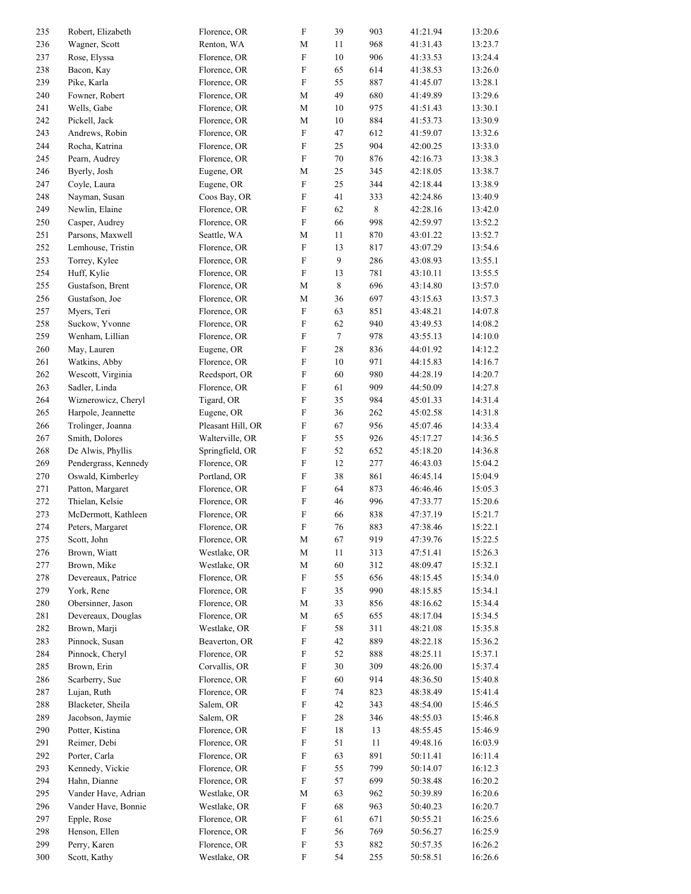| | | | | | | | |
|---|---|---|---|---|---|---|---|
| 235 | Robert, Elizabeth | Florence, OR | F | 39 | 903 | 41:21.94 | 13:20.6 |
| 236 | Wagner, Scott | Renton, WA | M | 11 | 968 | 41:31.43 | 13:23.7 |
| 237 | Rose, Elyssa | Florence, OR | F | 10 | 906 | 41:33.53 | 13:24.4 |
| 238 | Bacon, Kay | Florence, OR | F | 65 | 614 | 41:38.53 | 13:26.0 |
| 239 | Pike, Karla | Florence, OR | F | 55 | 887 | 41:45.07 | 13:28.1 |
| 240 | Fowner, Robert | Florence, OR | M | 49 | 680 | 41:49.89 | 13:29.6 |
| 241 | Wells, Gabe | Florence, OR | M | 10 | 975 | 41:51.43 | 13:30.1 |
| 242 | Pickell, Jack | Florence, OR | M | 10 | 884 | 41:53.73 | 13:30.9 |
| 243 | Andrews, Robin | Florence, OR | F | 47 | 612 | 41:59.07 | 13:32.6 |
| 244 | Rocha, Katrina | Florence, OR | F | 25 | 904 | 42:00.25 | 13:33.0 |
| 245 | Pearn, Audrey | Florence, OR | F | 70 | 876 | 42:16.73 | 13:38.3 |
| 246 | Byerly, Josh | Eugene, OR | M | 25 | 345 | 42:18.05 | 13:38.7 |
| 247 | Coyle, Laura | Eugene, OR | F | 25 | 344 | 42:18.44 | 13:38.9 |
| 248 | Nayman, Susan | Coos Bay, OR | F | 41 | 333 | 42:24.86 | 13:40.9 |
| 249 | Newlin, Elaine | Florence, OR | F | 62 | 8 | 42:28.16 | 13:42.0 |
| 250 | Casper, Audrey | Florence, OR | F | 66 | 998 | 42:59.97 | 13:52.2 |
| 251 | Parsons, Maxwell | Seattle, WA | M | 11 | 870 | 43:01.22 | 13:52.7 |
| 252 | Lemhouse, Tristin | Florence, OR | F | 13 | 817 | 43:07.29 | 13:54.6 |
| 253 | Torrey, Kylee | Florence, OR | F | 9 | 286 | 43:08.93 | 13:55.1 |
| 254 | Huff, Kylie | Florence, OR | F | 13 | 781 | 43:10.11 | 13:55.5 |
| 255 | Gustafson, Brent | Florence, OR | M | 8 | 696 | 43:14.80 | 13:57.0 |
| 256 | Gustafson, Joe | Florence, OR | M | 36 | 697 | 43:15.63 | 13:57.3 |
| 257 | Myers, Teri | Florence, OR | F | 63 | 851 | 43:48.21 | 14:07.8 |
| 258 | Suckow, Yvonne | Florence, OR | F | 62 | 940 | 43:49.53 | 14:08.2 |
| 259 | Wenham, Lillian | Florence, OR | F | 7 | 978 | 43:55.13 | 14:10.0 |
| 260 | May, Lauren | Eugene, OR | F | 28 | 836 | 44:01.92 | 14:12.2 |
| 261 | Watkins, Abby | Florence, OR | F | 10 | 971 | 44:15.83 | 14:16.7 |
| 262 | Wescott, Virginia | Reedsport, OR | F | 60 | 980 | 44:28.19 | 14:20.7 |
| 263 | Sadler, Linda | Florence, OR | F | 61 | 909 | 44:50.09 | 14:27.8 |
| 264 | Wiznerowicz, Cheryl | Tigard, OR | F | 35 | 984 | 45:01.33 | 14:31.4 |
| 265 | Harpole, Jeannette | Eugene, OR | F | 36 | 262 | 45:02.58 | 14:31.8 |
| 266 | Trolinger, Joanna | Pleasant Hill, OR | F | 67 | 956 | 45:07.46 | 14:33.4 |
| 267 | Smith, Dolores | Walterville, OR | F | 55 | 926 | 45:17.27 | 14:36.5 |
| 268 | De Alwis, Phyllis | Springfield, OR | F | 52 | 652 | 45:18.20 | 14:36.8 |
| 269 | Pendergrass, Kennedy | Florence, OR | F | 12 | 277 | 46:43.03 | 15:04.2 |
| 270 | Oswald, Kimberley | Portland, OR | F | 38 | 861 | 46:45.14 | 15:04.9 |
| 271 | Patton, Margaret | Florence, OR | F | 64 | 873 | 46:46.46 | 15:05.3 |
| 272 | Thielan, Kelsie | Florence, OR | F | 46 | 996 | 47:33.77 | 15:20.6 |
| 273 | McDermott, Kathleen | Florence, OR | F | 66 | 838 | 47:37.19 | 15:21.7 |
| 274 | Peters, Margaret | Florence, OR | F | 76 | 883 | 47:38.46 | 15:22.1 |
| 275 | Scott, John | Florence, OR | M | 67 | 919 | 47:39.76 | 15:22.5 |
| 276 | Brown, Wiatt | Westlake, OR | M | 11 | 313 | 47:51.41 | 15:26.3 |
| 277 | Brown, Mike | Westlake, OR | M | 60 | 312 | 48:09.47 | 15:32.1 |
| 278 | Devereaux, Patrice | Florence, OR | F | 55 | 656 | 48:15.45 | 15:34.0 |
| 279 | York, Rene | Florence, OR | F | 35 | 990 | 48:15.85 | 15:34.1 |
| 280 | Obersinner, Jason | Florence, OR | M | 33 | 856 | 48:16.62 | 15:34.4 |
| 281 | Devereaux, Douglas | Florence, OR | M | 65 | 655 | 48:17.04 | 15:34.5 |
| 282 | Brown, Marji | Westlake, OR | F | 58 | 311 | 48:21.08 | 15:35.8 |
| 283 | Pinnock, Susan | Beaverton, OR | F | 42 | 889 | 48:22.18 | 15:36.2 |
| 284 | Pinnock, Cheryl | Florence, OR | F | 52 | 888 | 48:25.11 | 15:37.1 |
| 285 | Brown, Erin | Corvallis, OR | F | 30 | 309 | 48:26.00 | 15:37.4 |
| 286 | Scarberry, Sue | Florence, OR | F | 60 | 914 | 48:36.50 | 15:40.8 |
| 287 | Lujan, Ruth | Florence, OR | F | 74 | 823 | 48:38.49 | 15:41.4 |
| 288 | Blacketer, Sheila | Salem, OR | F | 42 | 343 | 48:54.00 | 15:46.5 |
| 289 | Jacobson, Jaymie | Salem, OR | F | 28 | 346 | 48:55.03 | 15:46.8 |
| 290 | Potter, Kistina | Florence, OR | F | 18 | 13 | 48:55.45 | 15:46.9 |
| 291 | Reimer, Debi | Florence, OR | F | 51 | 11 | 49:48.16 | 16:03.9 |
| 292 | Porter, Carla | Florence, OR | F | 63 | 891 | 50:11.41 | 16:11.4 |
| 293 | Kennedy, Vickie | Florence, OR | F | 55 | 799 | 50:14.07 | 16:12.3 |
| 294 | Hahn, Dianne | Florence, OR | F | 57 | 699 | 50:38.48 | 16:20.2 |
| 295 | Vander Have, Adrian | Westlake, OR | M | 63 | 962 | 50:39.89 | 16:20.6 |
| 296 | Vander Have, Bonnie | Westlake, OR | F | 68 | 963 | 50:40.23 | 16:20.7 |
| 297 | Epple, Rose | Florence, OR | F | 61 | 671 | 50:55.21 | 16:25.6 |
| 298 | Henson, Ellen | Florence, OR | F | 56 | 769 | 50:56.27 | 16:25.9 |
| 299 | Perry, Karen | Florence, OR | F | 53 | 882 | 50:57.35 | 16:26.2 |
| 300 | Scott, Kathy | Westlake, OR | F | 54 | 255 | 50:58.51 | 16:26.6 |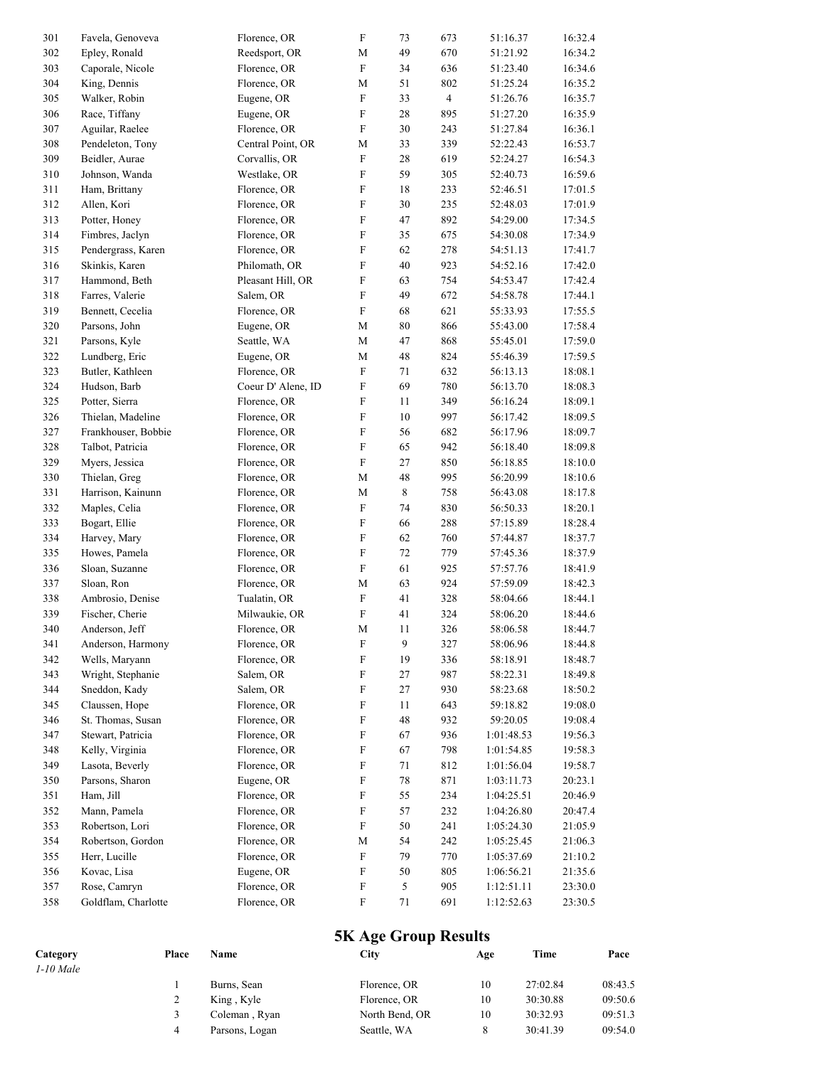| | | | | | | | |
|---|---|---|---|---|---|---|---|
| 301 | Favela, Genoveva | Florence, OR | F | 73 | 673 | 51:16.37 | 16:32.4 |
| 302 | Epley, Ronald | Reedsport, OR | M | 49 | 670 | 51:21.92 | 16:34.2 |
| 303 | Caporale, Nicole | Florence, OR | F | 34 | 636 | 51:23.40 | 16:34.6 |
| 304 | King, Dennis | Florence, OR | M | 51 | 802 | 51:25.24 | 16:35.2 |
| 305 | Walker, Robin | Eugene, OR | F | 33 | 4 | 51:26.76 | 16:35.7 |
| 306 | Race, Tiffany | Eugene, OR | F | 28 | 895 | 51:27.20 | 16:35.9 |
| 307 | Aguilar, Raelee | Florence, OR | F | 30 | 243 | 51:27.84 | 16:36.1 |
| 308 | Pendeleton, Tony | Central Point, OR | M | 33 | 339 | 52:22.43 | 16:53.7 |
| 309 | Beidler, Aurae | Corvallis, OR | F | 28 | 619 | 52:24.27 | 16:54.3 |
| 310 | Johnson, Wanda | Westlake, OR | F | 59 | 305 | 52:40.73 | 16:59.6 |
| 311 | Ham, Brittany | Florence, OR | F | 18 | 233 | 52:46.51 | 17:01.5 |
| 312 | Allen, Kori | Florence, OR | F | 30 | 235 | 52:48.03 | 17:01.9 |
| 313 | Potter, Honey | Florence, OR | F | 47 | 892 | 54:29.00 | 17:34.5 |
| 314 | Fimbres, Jaclyn | Florence, OR | F | 35 | 675 | 54:30.08 | 17:34.9 |
| 315 | Pendergrass, Karen | Florence, OR | F | 62 | 278 | 54:51.13 | 17:41.7 |
| 316 | Skinkis, Karen | Philomath, OR | F | 40 | 923 | 54:52.16 | 17:42.0 |
| 317 | Hammond, Beth | Pleasant Hill, OR | F | 63 | 754 | 54:53.47 | 17:42.4 |
| 318 | Farres, Valerie | Salem, OR | F | 49 | 672 | 54:58.78 | 17:44.1 |
| 319 | Bennett, Cecelia | Florence, OR | F | 68 | 621 | 55:33.93 | 17:55.5 |
| 320 | Parsons, John | Eugene, OR | M | 80 | 866 | 55:43.00 | 17:58.4 |
| 321 | Parsons, Kyle | Seattle, WA | M | 47 | 868 | 55:45.01 | 17:59.0 |
| 322 | Lundberg, Eric | Eugene, OR | M | 48 | 824 | 55:46.39 | 17:59.5 |
| 323 | Butler, Kathleen | Florence, OR | F | 71 | 632 | 56:13.13 | 18:08.1 |
| 324 | Hudson, Barb | Coeur D' Alene, ID | F | 69 | 780 | 56:13.70 | 18:08.3 |
| 325 | Potter, Sierra | Florence, OR | F | 11 | 349 | 56:16.24 | 18:09.1 |
| 326 | Thielan, Madeline | Florence, OR | F | 10 | 997 | 56:17.42 | 18:09.5 |
| 327 | Frankhouser, Bobbie | Florence, OR | F | 56 | 682 | 56:17.96 | 18:09.7 |
| 328 | Talbot, Patricia | Florence, OR | F | 65 | 942 | 56:18.40 | 18:09.8 |
| 329 | Myers, Jessica | Florence, OR | F | 27 | 850 | 56:18.85 | 18:10.0 |
| 330 | Thielan, Greg | Florence, OR | M | 48 | 995 | 56:20.99 | 18:10.6 |
| 331 | Harrison, Kainunn | Florence, OR | M | 8 | 758 | 56:43.08 | 18:17.8 |
| 332 | Maples, Celia | Florence, OR | F | 74 | 830 | 56:50.33 | 18:20.1 |
| 333 | Bogart, Ellie | Florence, OR | F | 66 | 288 | 57:15.89 | 18:28.4 |
| 334 | Harvey, Mary | Florence, OR | F | 62 | 760 | 57:44.87 | 18:37.7 |
| 335 | Howes, Pamela | Florence, OR | F | 72 | 779 | 57:45.36 | 18:37.9 |
| 336 | Sloan, Suzanne | Florence, OR | F | 61 | 925 | 57:57.76 | 18:41.9 |
| 337 | Sloan, Ron | Florence, OR | M | 63 | 924 | 57:59.09 | 18:42.3 |
| 338 | Ambrosio, Denise | Tualatin, OR | F | 41 | 328 | 58:04.66 | 18:44.1 |
| 339 | Fischer, Cherie | Milwaukie, OR | F | 41 | 324 | 58:06.20 | 18:44.6 |
| 340 | Anderson, Jeff | Florence, OR | M | 11 | 326 | 58:06.58 | 18:44.7 |
| 341 | Anderson, Harmony | Florence, OR | F | 9 | 327 | 58:06.96 | 18:44.8 |
| 342 | Wells, Maryann | Florence, OR | F | 19 | 336 | 58:18.91 | 18:48.7 |
| 343 | Wright, Stephanie | Salem, OR | F | 27 | 987 | 58:22.31 | 18:49.8 |
| 344 | Sneddon, Kady | Salem, OR | F | 27 | 930 | 58:23.68 | 18:50.2 |
| 345 | Claussen, Hope | Florence, OR | F | 11 | 643 | 59:18.82 | 19:08.0 |
| 346 | St. Thomas, Susan | Florence, OR | F | 48 | 932 | 59:20.05 | 19:08.4 |
| 347 | Stewart, Patricia | Florence, OR | F | 67 | 936 | 1:01:48.53 | 19:56.3 |
| 348 | Kelly, Virginia | Florence, OR | F | 67 | 798 | 1:01:54.85 | 19:58.3 |
| 349 | Lasota, Beverly | Florence, OR | F | 71 | 812 | 1:01:56.04 | 19:58.7 |
| 350 | Parsons, Sharon | Eugene, OR | F | 78 | 871 | 1:03:11.73 | 20:23.1 |
| 351 | Ham, Jill | Florence, OR | F | 55 | 234 | 1:04:25.51 | 20:46.9 |
| 352 | Mann, Pamela | Florence, OR | F | 57 | 232 | 1:04:26.80 | 20:47.4 |
| 353 | Robertson, Lori | Florence, OR | F | 50 | 241 | 1:05:24.30 | 21:05.9 |
| 354 | Robertson, Gordon | Florence, OR | M | 54 | 242 | 1:05:25.45 | 21:06.3 |
| 355 | Herr, Lucille | Florence, OR | F | 79 | 770 | 1:05:37.69 | 21:10.2 |
| 356 | Kovac, Lisa | Eugene, OR | F | 50 | 805 | 1:06:56.21 | 21:35.6 |
| 357 | Rose, Camryn | Florence, OR | F | 5 | 905 | 1:12:51.11 | 23:30.0 |
| 358 | Goldflam, Charlotte | Florence, OR | F | 71 | 691 | 1:12:52.63 | 23:30.5 |

## 5K Age Group Results

| Category | Place | Name | City | Age | Time | Pace |
|---|---|---|---|---|---|---|
| *1-10 Male* | | | | | | |
| | 1 | Burns, Sean | Florence, OR | 10 | 27:02.84 | 08:43.5 |
| | 2 | King , Kyle | Florence, OR | 10 | 30:30.88 | 09:50.6 |
| | 3 | Coleman , Ryan | North Bend, OR | 10 | 30:32.93 | 09:51.3 |
| | 4 | Parsons, Logan | Seattle, WA | 8 | 30:41.39 | 09:54.0 |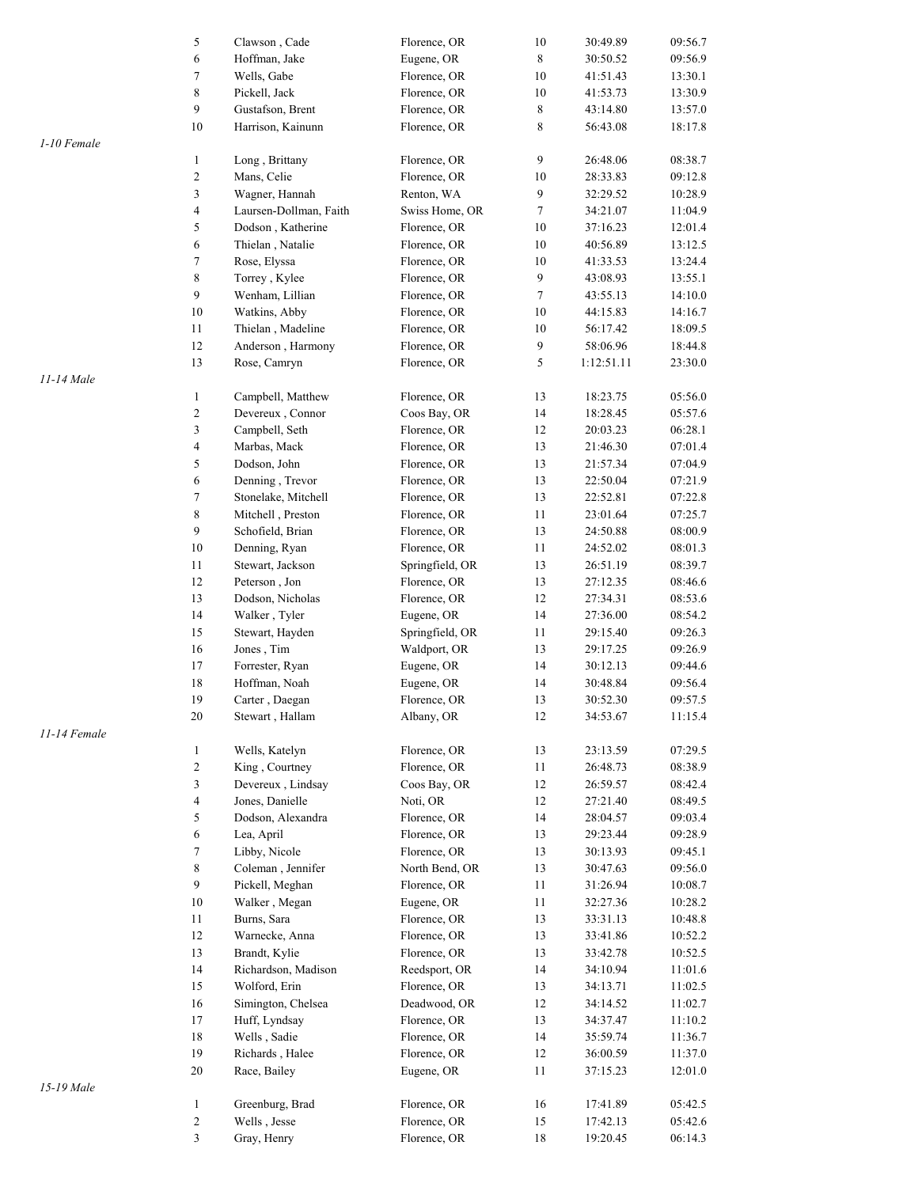| | | | | | |
|---|---|---|---|---|---|
| 5 | Clawson , Cade | Florence, OR | 10 | 30:49.89 | 09:56.7 |
| 6 | Hoffman, Jake | Eugene, OR | 8 | 30:50.52 | 09:56.9 |
| 7 | Wells, Gabe | Florence, OR | 10 | 41:51.43 | 13:30.1 |
| 8 | Pickell, Jack | Florence, OR | 10 | 41:53.73 | 13:30.9 |
| 9 | Gustafson, Brent | Florence, OR | 8 | 43:14.80 | 13:57.0 |
| 10 | Harrison, Kainunn | Florence, OR | 8 | 56:43.08 | 18:17.8 |

*1-10 Female*

| | | | | | |
|---|---|---|---|---|---|
| 1 | Long , Brittany | Florence, OR | 9 | 26:48.06 | 08:38.7 |
| 2 | Mans, Celie | Florence, OR | 10 | 28:33.83 | 09:12.8 |
| 3 | Wagner, Hannah | Renton, WA | 9 | 32:29.52 | 10:28.9 |
| 4 | Laursen-Dollman, Faith | Swiss Home, OR | 7 | 34:21.07 | 11:04.9 |
| 5 | Dodson , Katherine | Florence, OR | 10 | 37:16.23 | 12:01.4 |
| 6 | Thielan , Natalie | Florence, OR | 10 | 40:56.89 | 13:12.5 |
| 7 | Rose, Elyssa | Florence, OR | 10 | 41:33.53 | 13:24.4 |
| 8 | Torrey , Kylee | Florence, OR | 9 | 43:08.93 | 13:55.1 |
| 9 | Wenham, Lillian | Florence, OR | 7 | 43:55.13 | 14:10.0 |
| 10 | Watkins, Abby | Florence, OR | 10 | 44:15.83 | 14:16.7 |
| 11 | Thielan , Madeline | Florence, OR | 10 | 56:17.42 | 18:09.5 |
| 12 | Anderson , Harmony | Florence, OR | 9 | 58:06.96 | 18:44.8 |
| 13 | Rose, Camryn | Florence, OR | 5 | 1:12:51.11 | 23:30.0 |

*11-14 Male*

| | | | | | |
|---|---|---|---|---|---|
| 1 | Campbell, Matthew | Florence, OR | 13 | 18:23.75 | 05:56.0 |
| 2 | Devereux , Connor | Coos Bay, OR | 14 | 18:28.45 | 05:57.6 |
| 3 | Campbell, Seth | Florence, OR | 12 | 20:03.23 | 06:28.1 |
| 4 | Marbas, Mack | Florence, OR | 13 | 21:46.30 | 07:01.4 |
| 5 | Dodson, John | Florence, OR | 13 | 21:57.34 | 07:04.9 |
| 6 | Denning , Trevor | Florence, OR | 13 | 22:50.04 | 07:21.9 |
| 7 | Stonelake, Mitchell | Florence, OR | 13 | 22:52.81 | 07:22.8 |
| 8 | Mitchell , Preston | Florence, OR | 11 | 23:01.64 | 07:25.7 |
| 9 | Schofield, Brian | Florence, OR | 13 | 24:50.88 | 08:00.9 |
| 10 | Denning, Ryan | Florence, OR | 11 | 24:52.02 | 08:01.3 |
| 11 | Stewart, Jackson | Springfield, OR | 13 | 26:51.19 | 08:39.7 |
| 12 | Peterson , Jon | Florence, OR | 13 | 27:12.35 | 08:46.6 |
| 13 | Dodson, Nicholas | Florence, OR | 12 | 27:34.31 | 08:53.6 |
| 14 | Walker , Tyler | Eugene, OR | 14 | 27:36.00 | 08:54.2 |
| 15 | Stewart, Hayden | Springfield, OR | 11 | 29:15.40 | 09:26.3 |
| 16 | Jones , Tim | Waldport, OR | 13 | 29:17.25 | 09:26.9 |
| 17 | Forrester, Ryan | Eugene, OR | 14 | 30:12.13 | 09:44.6 |
| 18 | Hoffman, Noah | Eugene, OR | 14 | 30:48.84 | 09:56.4 |
| 19 | Carter , Daegan | Florence, OR | 13 | 30:52.30 | 09:57.5 |
| 20 | Stewart , Hallam | Albany, OR | 12 | 34:53.67 | 11:15.4 |

*11-14 Female*

| | | | | | |
|---|---|---|---|---|---|
| 1 | Wells, Katelyn | Florence, OR | 13 | 23:13.59 | 07:29.5 |
| 2 | King , Courtney | Florence, OR | 11 | 26:48.73 | 08:38.9 |
| 3 | Devereux , Lindsay | Coos Bay, OR | 12 | 26:59.57 | 08:42.4 |
| 4 | Jones, Danielle | Noti, OR | 12 | 27:21.40 | 08:49.5 |
| 5 | Dodson, Alexandra | Florence, OR | 14 | 28:04.57 | 09:03.4 |
| 6 | Lea, April | Florence, OR | 13 | 29:23.44 | 09:28.9 |
| 7 | Libby, Nicole | Florence, OR | 13 | 30:13.93 | 09:45.1 |
| 8 | Coleman , Jennifer | North Bend, OR | 13 | 30:47.63 | 09:56.0 |
| 9 | Pickell, Meghan | Florence, OR | 11 | 31:26.94 | 10:08.7 |
| 10 | Walker , Megan | Eugene, OR | 11 | 32:27.36 | 10:28.2 |
| 11 | Burns, Sara | Florence, OR | 13 | 33:31.13 | 10:48.8 |
| 12 | Warnecke, Anna | Florence, OR | 13 | 33:41.86 | 10:52.2 |
| 13 | Brandt, Kylie | Florence, OR | 13 | 33:42.78 | 10:52.5 |
| 14 | Richardson, Madison | Reedsport, OR | 14 | 34:10.94 | 11:01.6 |
| 15 | Wolford, Erin | Florence, OR | 13 | 34:13.71 | 11:02.5 |
| 16 | Simington, Chelsea | Deadwood, OR | 12 | 34:14.52 | 11:02.7 |
| 17 | Huff, Lyndsay | Florence, OR | 13 | 34:37.47 | 11:10.2 |
| 18 | Wells , Sadie | Florence, OR | 14 | 35:59.74 | 11:36.7 |
| 19 | Richards , Halee | Florence, OR | 12 | 36:00.59 | 11:37.0 |
| 20 | Race, Bailey | Eugene, OR | 11 | 37:15.23 | 12:01.0 |

*15-19 Male*

| | | | | | |
|---|---|---|---|---|---|
| 1 | Greenburg, Brad | Florence, OR | 16 | 17:41.89 | 05:42.5 |
| 2 | Wells , Jesse | Florence, OR | 15 | 17:42.13 | 05:42.6 |
| 3 | Gray, Henry | Florence, OR | 18 | 19:20.45 | 06:14.3 |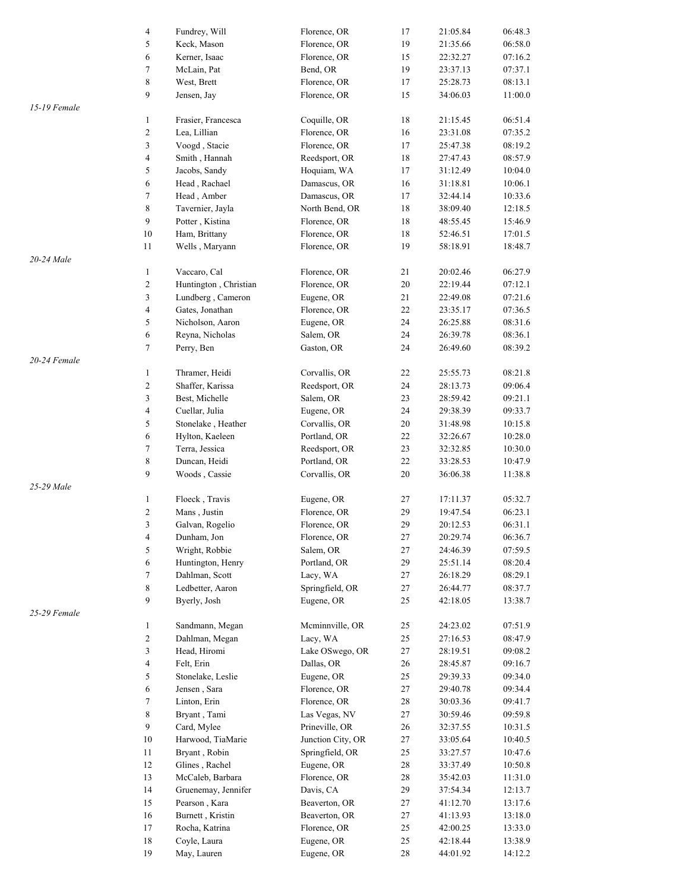| | Place | Name | City | Age | Time | Pace |
|---|---|---|---|---|---|---|
| | 4 | Fundrey, Will | Florence, OR | 17 | 21:05.84 | 06:48.3 |
| | 5 | Keck, Mason | Florence, OR | 19 | 21:35.66 | 06:58.0 |
| | 6 | Kerner, Isaac | Florence, OR | 15 | 22:32.27 | 07:16.2 |
| | 7 | McLain, Pat | Bend, OR | 19 | 23:37.13 | 07:37.1 |
| | 8 | West, Brett | Florence, OR | 17 | 25:28.73 | 08:13.1 |
| | 9 | Jensen, Jay | Florence, OR | 15 | 34:06.03 | 11:00.0 |
| *15-19 Female* | | | | | | |
| | 1 | Frasier, Francesca | Coquille, OR | 18 | 21:15.45 | 06:51.4 |
| | 2 | Lea, Lillian | Florence, OR | 16 | 23:31.08 | 07:35.2 |
| | 3 | Voogd , Stacie | Florence, OR | 17 | 25:47.38 | 08:19.2 |
| | 4 | Smith , Hannah | Reedsport, OR | 18 | 27:47.43 | 08:57.9 |
| | 5 | Jacobs, Sandy | Hoquiam, WA | 17 | 31:12.49 | 10:04.0 |
| | 6 | Head , Rachael | Damascus, OR | 16 | 31:18.81 | 10:06.1 |
| | 7 | Head , Amber | Damascus, OR | 17 | 32:44.14 | 10:33.6 |
| | 8 | Tavernier, Jayla | North Bend, OR | 18 | 38:09.40 | 12:18.5 |
| | 9 | Potter , Kistina | Florence, OR | 18 | 48:55.45 | 15:46.9 |
| | 10 | Ham, Brittany | Florence, OR | 18 | 52:46.51 | 17:01.5 |
| | 11 | Wells , Maryann | Florence, OR | 19 | 58:18.91 | 18:48.7 |
| *20-24 Male* | | | | | | |
| | 1 | Vaccaro, Cal | Florence, OR | 21 | 20:02.46 | 06:27.9 |
| | 2 | Huntington , Christian | Florence, OR | 20 | 22:19.44 | 07:12.1 |
| | 3 | Lundberg , Cameron | Eugene, OR | 21 | 22:49.08 | 07:21.6 |
| | 4 | Gates, Jonathan | Florence, OR | 22 | 23:35.17 | 07:36.5 |
| | 5 | Nicholson, Aaron | Eugene, OR | 24 | 26:25.88 | 08:31.6 |
| | 6 | Reyna, Nicholas | Salem, OR | 24 | 26:39.78 | 08:36.1 |
| | 7 | Perry, Ben | Gaston, OR | 24 | 26:49.60 | 08:39.2 |
| *20-24 Female* | | | | | | |
| | 1 | Thramer, Heidi | Corvallis, OR | 22 | 25:55.73 | 08:21.8 |
| | 2 | Shaffer, Karissa | Reedsport, OR | 24 | 28:13.73 | 09:06.4 |
| | 3 | Best, Michelle | Salem, OR | 23 | 28:59.42 | 09:21.1 |
| | 4 | Cuellar, Julia | Eugene, OR | 24 | 29:38.39 | 09:33.7 |
| | 5 | Stonelake , Heather | Corvallis, OR | 20 | 31:48.98 | 10:15.8 |
| | 6 | Hylton, Kaeleen | Portland, OR | 22 | 32:26.67 | 10:28.0 |
| | 7 | Terra, Jessica | Reedsport, OR | 23 | 32:32.85 | 10:30.0 |
| | 8 | Duncan, Heidi | Portland, OR | 22 | 33:28.53 | 10:47.9 |
| | 9 | Woods , Cassie | Corvallis, OR | 20 | 36:06.38 | 11:38.8 |
| *25-29 Male* | | | | | | |
| | 1 | Floeck , Travis | Eugene, OR | 27 | 17:11.37 | 05:32.7 |
| | 2 | Mans , Justin | Florence, OR | 29 | 19:47.54 | 06:23.1 |
| | 3 | Galvan, Rogelio | Florence, OR | 29 | 20:12.53 | 06:31.1 |
| | 4 | Dunham, Jon | Florence, OR | 27 | 20:29.74 | 06:36.7 |
| | 5 | Wright, Robbie | Salem, OR | 27 | 24:46.39 | 07:59.5 |
| | 6 | Huntington, Henry | Portland, OR | 29 | 25:51.14 | 08:20.4 |
| | 7 | Dahlman, Scott | Lacy, WA | 27 | 26:18.29 | 08:29.1 |
| | 8 | Ledbetter, Aaron | Springfield, OR | 27 | 26:44.77 | 08:37.7 |
| | 9 | Byerly, Josh | Eugene, OR | 25 | 42:18.05 | 13:38.7 |
| *25-29 Female* | | | | | | |
| | 1 | Sandmann, Megan | Mcminnville, OR | 25 | 24:23.02 | 07:51.9 |
| | 2 | Dahlman, Megan | Lacy, WA | 25 | 27:16.53 | 08:47.9 |
| | 3 | Head, Hiromi | Lake OSwego, OR | 27 | 28:19.51 | 09:08.2 |
| | 4 | Felt, Erin | Dallas, OR | 26 | 28:45.87 | 09:16.7 |
| | 5 | Stonelake, Leslie | Eugene, OR | 25 | 29:39.33 | 09:34.0 |
| | 6 | Jensen , Sara | Florence, OR | 27 | 29:40.78 | 09:34.4 |
| | 7 | Linton, Erin | Florence, OR | 28 | 30:03.36 | 09:41.7 |
| | 8 | Bryant , Tami | Las Vegas, NV | 27 | 30:59.46 | 09:59.8 |
| | 9 | Card, Mylee | Prineville, OR | 26 | 32:37.55 | 10:31.5 |
| | 10 | Harwood, TiaMarie | Junction City, OR | 27 | 33:05.64 | 10:40.5 |
| | 11 | Bryant , Robin | Springfield, OR | 25 | 33:27.57 | 10:47.6 |
| | 12 | Glines , Rachel | Eugene, OR | 28 | 33:37.49 | 10:50.8 |
| | 13 | McCaleb, Barbara | Florence, OR | 28 | 35:42.03 | 11:31.0 |
| | 14 | Gruenemay, Jennifer | Davis, CA | 29 | 37:54.34 | 12:13.7 |
| | 15 | Pearson , Kara | Beaverton, OR | 27 | 41:12.70 | 13:17.6 |
| | 16 | Burnett , Kristin | Beaverton, OR | 27 | 41:13.93 | 13:18.0 |
| | 17 | Rocha, Katrina | Florence, OR | 25 | 42:00.25 | 13:33.0 |
| | 18 | Coyle, Laura | Eugene, OR | 25 | 42:18.44 | 13:38.9 |
| | 19 | May, Lauren | Eugene, OR | 28 | 44:01.92 | 14:12.2 |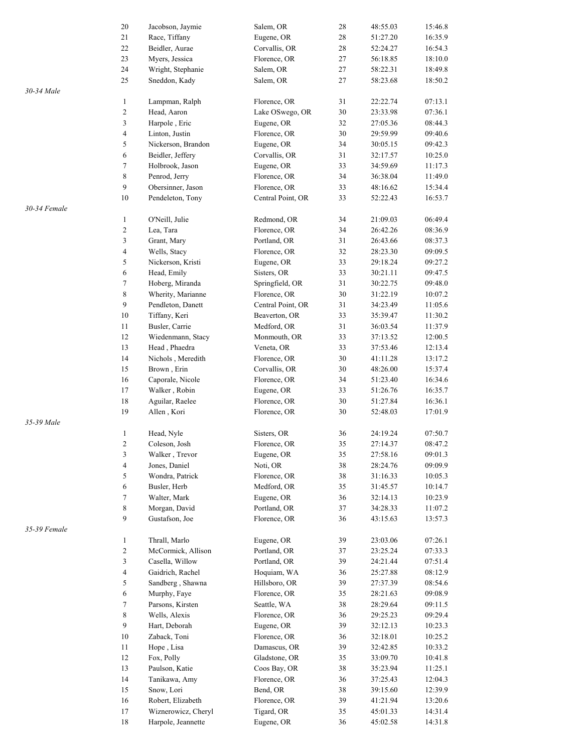| | Place | Name | City | Age | Time | Pace |
|---|---|---|---|---|---|---|
| | 20 | Jacobson, Jaymie | Salem, OR | 28 | 48:55.03 | 15:46.8 |
| | 21 | Race, Tiffany | Eugene, OR | 28 | 51:27.20 | 16:35.9 |
| | 22 | Beidler, Aurae | Corvallis, OR | 28 | 52:24.27 | 16:54.3 |
| | 23 | Myers, Jessica | Florence, OR | 27 | 56:18.85 | 18:10.0 |
| | 24 | Wright, Stephanie | Salem, OR | 27 | 58:22.31 | 18:49.8 |
| | 25 | Sneddon, Kady | Salem, OR | 27 | 58:23.68 | 18:50.2 |
| *30-34 Male* | | | | | | |
| | 1 | Lampman, Ralph | Florence, OR | 31 | 22:22.74 | 07:13.1 |
| | 2 | Head, Aaron | Lake OSwego, OR | 30 | 23:33.98 | 07:36.1 |
| | 3 | Harpole , Eric | Eugene, OR | 32 | 27:05.36 | 08:44.3 |
| | 4 | Linton, Justin | Florence, OR | 30 | 29:59.99 | 09:40.6 |
| | 5 | Nickerson, Brandon | Eugene, OR | 34 | 30:05.15 | 09:42.3 |
| | 6 | Beidler, Jeffery | Corvallis, OR | 31 | 32:17.57 | 10:25.0 |
| | 7 | Holbrook, Jason | Eugene, OR | 33 | 34:59.69 | 11:17.3 |
| | 8 | Penrod, Jerry | Florence, OR | 34 | 36:38.04 | 11:49.0 |
| | 9 | Obersinner, Jason | Florence, OR | 33 | 48:16.62 | 15:34.4 |
| | 10 | Pendeleton, Tony | Central Point, OR | 33 | 52:22.43 | 16:53.7 |
| *30-34 Female* | | | | | | |
| | 1 | O'Neill, Julie | Redmond, OR | 34 | 21:09.03 | 06:49.4 |
| | 2 | Lea, Tara | Florence, OR | 34 | 26:42.26 | 08:36.9 |
| | 3 | Grant, Mary | Portland, OR | 31 | 26:43.66 | 08:37.3 |
| | 4 | Wells, Stacy | Florence, OR | 32 | 28:23.30 | 09:09.5 |
| | 5 | Nickerson, Kristi | Eugene, OR | 33 | 29:18.24 | 09:27.2 |
| | 6 | Head, Emily | Sisters, OR | 33 | 30:21.11 | 09:47.5 |
| | 7 | Hoberg, Miranda | Springfield, OR | 31 | 30:22.75 | 09:48.0 |
| | 8 | Wherity, Marianne | Florence, OR | 30 | 31:22.19 | 10:07.2 |
| | 9 | Pendleton, Danett | Central Point, OR | 31 | 34:23.49 | 11:05.6 |
| | 10 | Tiffany, Keri | Beaverton, OR | 33 | 35:39.47 | 11:30.2 |
| | 11 | Busler, Carrie | Medford, OR | 31 | 36:03.54 | 11:37.9 |
| | 12 | Wiedenmann, Stacy | Monmouth, OR | 33 | 37:13.52 | 12:00.5 |
| | 13 | Head , Phaedra | Veneta, OR | 33 | 37:53.46 | 12:13.4 |
| | 14 | Nichols , Meredith | Florence, OR | 30 | 41:11.28 | 13:17.2 |
| | 15 | Brown , Erin | Corvallis, OR | 30 | 48:26.00 | 15:37.4 |
| | 16 | Caporale, Nicole | Florence, OR | 34 | 51:23.40 | 16:34.6 |
| | 17 | Walker , Robin | Eugene, OR | 33 | 51:26.76 | 16:35.7 |
| | 18 | Aguilar, Raelee | Florence, OR | 30 | 51:27.84 | 16:36.1 |
| | 19 | Allen , Kori | Florence, OR | 30 | 52:48.03 | 17:01.9 |
| *35-39 Male* | | | | | | |
| | 1 | Head, Nyle | Sisters, OR | 36 | 24:19.24 | 07:50.7 |
| | 2 | Coleson, Josh | Florence, OR | 35 | 27:14.37 | 08:47.2 |
| | 3 | Walker , Trevor | Eugene, OR | 35 | 27:58.16 | 09:01.3 |
| | 4 | Jones, Daniel | Noti, OR | 38 | 28:24.76 | 09:09.9 |
| | 5 | Wondra, Patrick | Florence, OR | 38 | 31:16.33 | 10:05.3 |
| | 6 | Busler, Herb | Medford, OR | 35 | 31:45.57 | 10:14.7 |
| | 7 | Walter, Mark | Eugene, OR | 36 | 32:14.13 | 10:23.9 |
| | 8 | Morgan, David | Portland, OR | 37 | 34:28.33 | 11:07.2 |
| | 9 | Gustafson, Joe | Florence, OR | 36 | 43:15.63 | 13:57.3 |
| *35-39 Female* | | | | | | |
| | 1 | Thrall, Marlo | Eugene, OR | 39 | 23:03.06 | 07:26.1 |
| | 2 | McCormick, Allison | Portland, OR | 37 | 23:25.24 | 07:33.3 |
| | 3 | Casella, Willow | Portland, OR | 39 | 24:21.44 | 07:51.4 |
| | 4 | Gaidrich, Rachel | Hoquiam, WA | 36 | 25:27.88 | 08:12.9 |
| | 5 | Sandberg , Shawna | Hillsboro, OR | 39 | 27:37.39 | 08:54.6 |
| | 6 | Murphy, Faye | Florence, OR | 35 | 28:21.63 | 09:08.9 |
| | 7 | Parsons, Kirsten | Seattle, WA | 38 | 28:29.64 | 09:11.5 |
| | 8 | Wells, Alexis | Florence, OR | 36 | 29:25.23 | 09:29.4 |
| | 9 | Hart, Deborah | Eugene, OR | 39 | 32:12.13 | 10:23.3 |
| | 10 | Zaback, Toni | Florence, OR | 36 | 32:18.01 | 10:25.2 |
| | 11 | Hope , Lisa | Damascus, OR | 39 | 32:42.85 | 10:33.2 |
| | 12 | Fox, Polly | Gladstone, OR | 35 | 33:09.70 | 10:41.8 |
| | 13 | Paulson, Katie | Coos Bay, OR | 38 | 35:23.94 | 11:25.1 |
| | 14 | Tanikawa, Amy | Florence, OR | 36 | 37:25.43 | 12:04.3 |
| | 15 | Snow, Lori | Bend, OR | 38 | 39:15.60 | 12:39.9 |
| | 16 | Robert, Elizabeth | Florence, OR | 39 | 41:21.94 | 13:20.6 |
| | 17 | Wiznerowicz, Cheryl | Tigard, OR | 35 | 45:01.33 | 14:31.4 |
| | 18 | Harpole, Jeannette | Eugene, OR | 36 | 45:02.58 | 14:31.8 |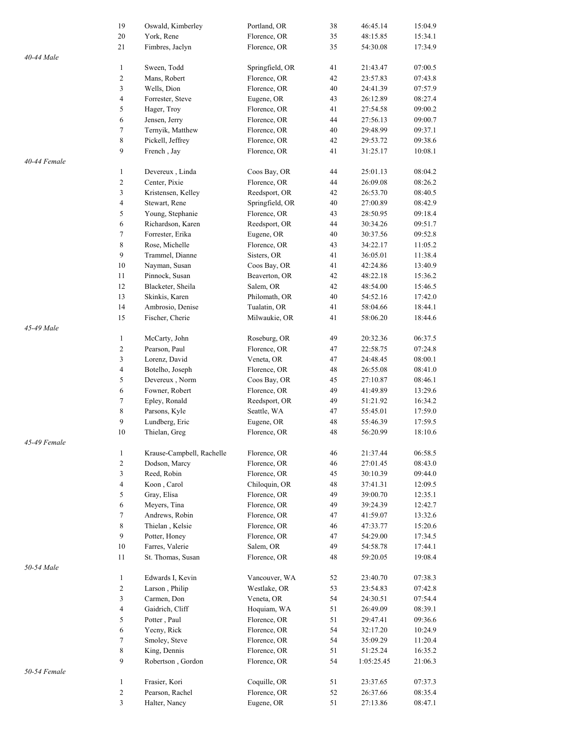| | Place | Name | City | Age | Time | Pace |
|---|---|---|---|---|---|---|
| | 19 | Oswald, Kimberley | Portland, OR | 38 | 46:45.14 | 15:04.9 |
| | 20 | York, Rene | Florence, OR | 35 | 48:15.85 | 15:34.1 |
| | 21 | Fimbres, Jaclyn | Florence, OR | 35 | 54:30.08 | 17:34.9 |
| *40-44 Male* | | | | | | |
| | 1 | Sween, Todd | Springfield, OR | 41 | 21:43.47 | 07:00.5 |
| | 2 | Mans, Robert | Florence, OR | 42 | 23:57.83 | 07:43.8 |
| | 3 | Wells, Dion | Florence, OR | 40 | 24:41.39 | 07:57.9 |
| | 4 | Forrester, Steve | Eugene, OR | 43 | 26:12.89 | 08:27.4 |
| | 5 | Hager, Troy | Florence, OR | 41 | 27:54.58 | 09:00.2 |
| | 6 | Jensen, Jerry | Florence, OR | 44 | 27:56.13 | 09:00.7 |
| | 7 | Ternyik, Matthew | Florence, OR | 40 | 29:48.99 | 09:37.1 |
| | 8 | Pickell, Jeffrey | Florence, OR | 42 | 29:53.72 | 09:38.6 |
| | 9 | French , Jay | Florence, OR | 41 | 31:25.17 | 10:08.1 |
| *40-44 Female* | | | | | | |
| | 1 | Devereux , Linda | Coos Bay, OR | 44 | 25:01.13 | 08:04.2 |
| | 2 | Center, Pixie | Florence, OR | 44 | 26:09.08 | 08:26.2 |
| | 3 | Kristensen, Kelley | Reedsport, OR | 42 | 26:53.70 | 08:40.5 |
| | 4 | Stewart, Rene | Springfield, OR | 40 | 27:00.89 | 08:42.9 |
| | 5 | Young, Stephanie | Florence, OR | 43 | 28:50.95 | 09:18.4 |
| | 6 | Richardson, Karen | Reedsport, OR | 44 | 30:34.26 | 09:51.7 |
| | 7 | Forrester, Erika | Eugene, OR | 40 | 30:37.56 | 09:52.8 |
| | 8 | Rose, Michelle | Florence, OR | 43 | 34:22.17 | 11:05.2 |
| | 9 | Trammel, Dianne | Sisters, OR | 41 | 36:05.01 | 11:38.4 |
| | 10 | Nayman, Susan | Coos Bay, OR | 41 | 42:24.86 | 13:40.9 |
| | 11 | Pinnock, Susan | Beaverton, OR | 42 | 48:22.18 | 15:36.2 |
| | 12 | Blacketer, Sheila | Salem, OR | 42 | 48:54.00 | 15:46.5 |
| | 13 | Skinkis, Karen | Philomath, OR | 40 | 54:52.16 | 17:42.0 |
| | 14 | Ambrosio, Denise | Tualatin, OR | 41 | 58:04.66 | 18:44.1 |
| | 15 | Fischer, Cherie | Milwaukie, OR | 41 | 58:06.20 | 18:44.6 |
| *45-49 Male* | | | | | | |
| | 1 | McCarty, John | Roseburg, OR | 49 | 20:32.36 | 06:37.5 |
| | 2 | Pearson, Paul | Florence, OR | 47 | 22:58.75 | 07:24.8 |
| | 3 | Lorenz, David | Veneta, OR | 47 | 24:48.45 | 08:00.1 |
| | 4 | Botelho, Joseph | Florence, OR | 48 | 26:55.08 | 08:41.0 |
| | 5 | Devereux , Norm | Coos Bay, OR | 45 | 27:10.87 | 08:46.1 |
| | 6 | Fowner, Robert | Florence, OR | 49 | 41:49.89 | 13:29.6 |
| | 7 | Epley, Ronald | Reedsport, OR | 49 | 51:21.92 | 16:34.2 |
| | 8 | Parsons, Kyle | Seattle, WA | 47 | 55:45.01 | 17:59.0 |
| | 9 | Lundberg, Eric | Eugene, OR | 48 | 55:46.39 | 17:59.5 |
| | 10 | Thielan, Greg | Florence, OR | 48 | 56:20.99 | 18:10.6 |
| *45-49 Female* | | | | | | |
| | 1 | Krause-Campbell, Rachelle | Florence, OR | 46 | 21:37.44 | 06:58.5 |
| | 2 | Dodson, Marcy | Florence, OR | 46 | 27:01.45 | 08:43.0 |
| | 3 | Reed, Robin | Florence, OR | 45 | 30:10.39 | 09:44.0 |
| | 4 | Koon , Carol | Chiloquin, OR | 48 | 37:41.31 | 12:09.5 |
| | 5 | Gray, Elisa | Florence, OR | 49 | 39:00.70 | 12:35.1 |
| | 6 | Meyers, Tina | Florence, OR | 49 | 39:24.39 | 12:42.7 |
| | 7 | Andrews, Robin | Florence, OR | 47 | 41:59.07 | 13:32.6 |
| | 8 | Thielan , Kelsie | Florence, OR | 46 | 47:33.77 | 15:20.6 |
| | 9 | Potter, Honey | Florence, OR | 47 | 54:29.00 | 17:34.5 |
| | 10 | Farres, Valerie | Salem, OR | 49 | 54:58.78 | 17:44.1 |
| | 11 | St. Thomas, Susan | Florence, OR | 48 | 59:20.05 | 19:08.4 |
| *50-54 Male* | | | | | | |
| | 1 | Edwards I, Kevin | Vancouver, WA | 52 | 23:40.70 | 07:38.3 |
| | 2 | Larson , Philip | Westlake, OR | 53 | 23:54.83 | 07:42.8 |
| | 3 | Carmen, Don | Veneta, OR | 54 | 24:30.51 | 07:54.4 |
| | 4 | Gaidrich, Cliff | Hoquiam, WA | 51 | 26:49.09 | 08:39.1 |
| | 5 | Potter , Paul | Florence, OR | 51 | 29:47.41 | 09:36.6 |
| | 6 | Yecny, Rick | Florence, OR | 54 | 32:17.20 | 10:24.9 |
| | 7 | Smoley, Steve | Florence, OR | 54 | 35:09.29 | 11:20.4 |
| | 8 | King, Dennis | Florence, OR | 51 | 51:25.24 | 16:35.2 |
| | 9 | Robertson , Gordon | Florence, OR | 54 | 1:05:25.45 | 21:06.3 |
| *50-54 Female* | | | | | | |
| | 1 | Frasier, Kori | Coquille, OR | 51 | 23:37.65 | 07:37.3 |
| | 2 | Pearson, Rachel | Florence, OR | 52 | 26:37.66 | 08:35.4 |
| | 3 | Halter, Nancy | Eugene, OR | 51 | 27:13.86 | 08:47.1 |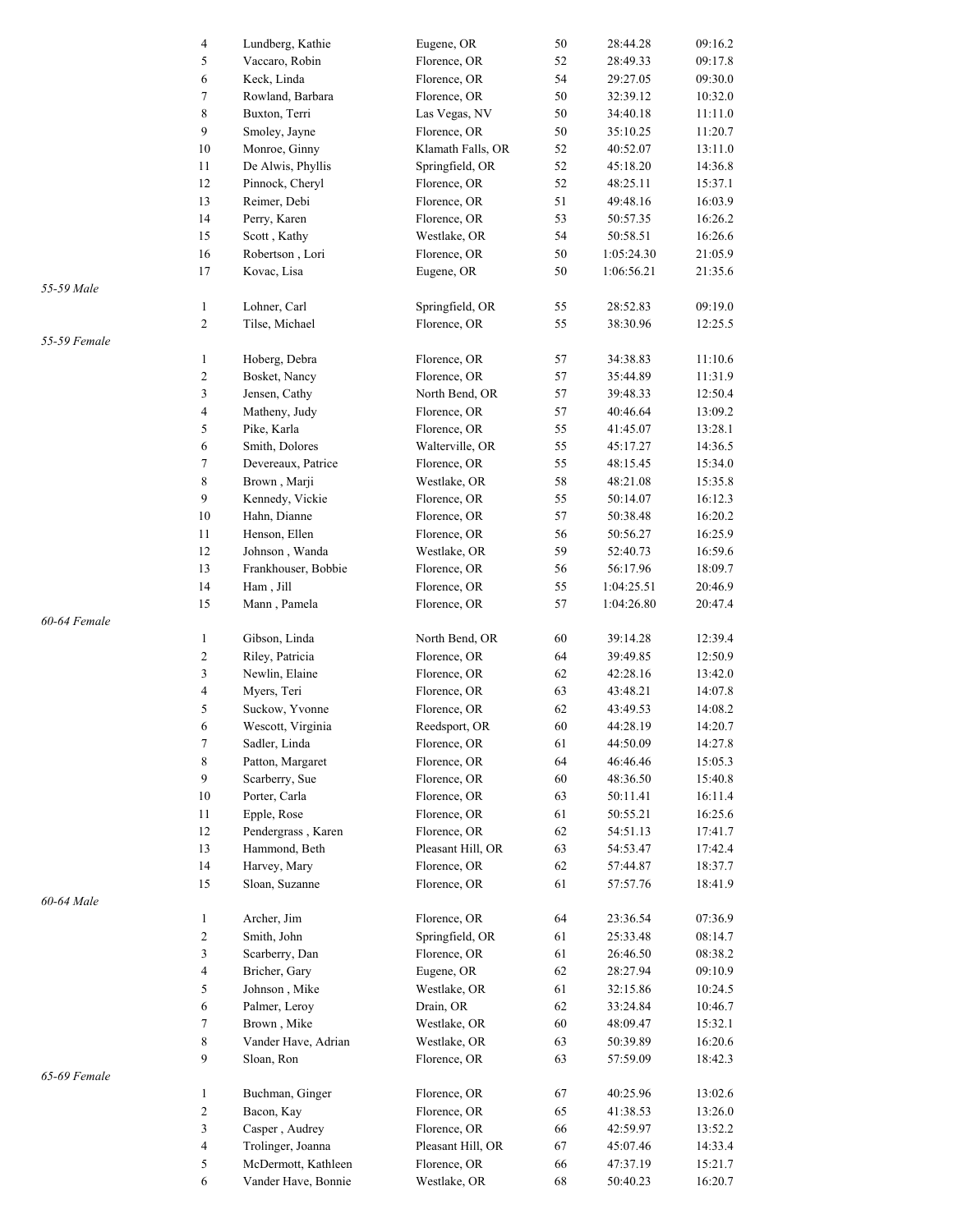| | Place | Name | City | Age | Time | Pace |
|---|---|---|---|---|---|---|
| | 4 | Lundberg, Kathie | Eugene, OR | 50 | 28:44.28 | 09:16.2 |
| | 5 | Vaccaro, Robin | Florence, OR | 52 | 28:49.33 | 09:17.8 |
| | 6 | Keck, Linda | Florence, OR | 54 | 29:27.05 | 09:30.0 |
| | 7 | Rowland, Barbara | Florence, OR | 50 | 32:39.12 | 10:32.0 |
| | 8 | Buxton, Terri | Las Vegas, NV | 50 | 34:40.18 | 11:11.0 |
| | 9 | Smoley, Jayne | Florence, OR | 50 | 35:10.25 | 11:20.7 |
| | 10 | Monroe, Ginny | Klamath Falls, OR | 52 | 40:52.07 | 13:11.0 |
| | 11 | De Alwis, Phyllis | Springfield, OR | 52 | 45:18.20 | 14:36.8 |
| | 12 | Pinnock, Cheryl | Florence, OR | 52 | 48:25.11 | 15:37.1 |
| | 13 | Reimer, Debi | Florence, OR | 51 | 49:48.16 | 16:03.9 |
| | 14 | Perry, Karen | Florence, OR | 53 | 50:57.35 | 16:26.2 |
| | 15 | Scott , Kathy | Westlake, OR | 54 | 50:58.51 | 16:26.6 |
| | 16 | Robertson , Lori | Florence, OR | 50 | 1:05:24.30 | 21:05.9 |
| | 17 | Kovac, Lisa | Eugene, OR | 50 | 1:06:56.21 | 21:35.6 |
| *55-59 Male* | | | | | | |
| | 1 | Lohner, Carl | Springfield, OR | 55 | 28:52.83 | 09:19.0 |
| | 2 | Tilse, Michael | Florence, OR | 55 | 38:30.96 | 12:25.5 |
| *55-59 Female* | | | | | | |
| | 1 | Hoberg, Debra | Florence, OR | 57 | 34:38.83 | 11:10.6 |
| | 2 | Bosket, Nancy | Florence, OR | 57 | 35:44.89 | 11:31.9 |
| | 3 | Jensen, Cathy | North Bend, OR | 57 | 39:48.33 | 12:50.4 |
| | 4 | Matheny, Judy | Florence, OR | 57 | 40:46.64 | 13:09.2 |
| | 5 | Pike, Karla | Florence, OR | 55 | 41:45.07 | 13:28.1 |
| | 6 | Smith, Dolores | Walterville, OR | 55 | 45:17.27 | 14:36.5 |
| | 7 | Devereaux, Patrice | Florence, OR | 55 | 48:15.45 | 15:34.0 |
| | 8 | Brown , Marji | Westlake, OR | 58 | 48:21.08 | 15:35.8 |
| | 9 | Kennedy, Vickie | Florence, OR | 55 | 50:14.07 | 16:12.3 |
| | 10 | Hahn, Dianne | Florence, OR | 57 | 50:38.48 | 16:20.2 |
| | 11 | Henson, Ellen | Florence, OR | 56 | 50:56.27 | 16:25.9 |
| | 12 | Johnson , Wanda | Westlake, OR | 59 | 52:40.73 | 16:59.6 |
| | 13 | Frankhouser, Bobbie | Florence, OR | 56 | 56:17.96 | 18:09.7 |
| | 14 | Ham , Jill | Florence, OR | 55 | 1:04:25.51 | 20:46.9 |
| | 15 | Mann , Pamela | Florence, OR | 57 | 1:04:26.80 | 20:47.4 |
| *60-64 Female* | | | | | | |
| | 1 | Gibson, Linda | North Bend, OR | 60 | 39:14.28 | 12:39.4 |
| | 2 | Riley, Patricia | Florence, OR | 64 | 39:49.85 | 12:50.9 |
| | 3 | Newlin, Elaine | Florence, OR | 62 | 42:28.16 | 13:42.0 |
| | 4 | Myers, Teri | Florence, OR | 63 | 43:48.21 | 14:07.8 |
| | 5 | Suckow, Yvonne | Florence, OR | 62 | 43:49.53 | 14:08.2 |
| | 6 | Wescott, Virginia | Reedsport, OR | 60 | 44:28.19 | 14:20.7 |
| | 7 | Sadler, Linda | Florence, OR | 61 | 44:50.09 | 14:27.8 |
| | 8 | Patton, Margaret | Florence, OR | 64 | 46:46.46 | 15:05.3 |
| | 9 | Scarberry, Sue | Florence, OR | 60 | 48:36.50 | 15:40.8 |
| | 10 | Porter, Carla | Florence, OR | 63 | 50:11.41 | 16:11.4 |
| | 11 | Epple, Rose | Florence, OR | 61 | 50:55.21 | 16:25.6 |
| | 12 | Pendergrass , Karen | Florence, OR | 62 | 54:51.13 | 17:41.7 |
| | 13 | Hammond, Beth | Pleasant Hill, OR | 63 | 54:53.47 | 17:42.4 |
| | 14 | Harvey, Mary | Florence, OR | 62 | 57:44.87 | 18:37.7 |
| | 15 | Sloan, Suzanne | Florence, OR | 61 | 57:57.76 | 18:41.9 |
| *60-64 Male* | | | | | | |
| | 1 | Archer, Jim | Florence, OR | 64 | 23:36.54 | 07:36.9 |
| | 2 | Smith, John | Springfield, OR | 61 | 25:33.48 | 08:14.7 |
| | 3 | Scarberry, Dan | Florence, OR | 61 | 26:46.50 | 08:38.2 |
| | 4 | Bricher, Gary | Eugene, OR | 62 | 28:27.94 | 09:10.9 |
| | 5 | Johnson , Mike | Westlake, OR | 61 | 32:15.86 | 10:24.5 |
| | 6 | Palmer, Leroy | Drain, OR | 62 | 33:24.84 | 10:46.7 |
| | 7 | Brown , Mike | Westlake, OR | 60 | 48:09.47 | 15:32.1 |
| | 8 | Vander Have, Adrian | Westlake, OR | 63 | 50:39.89 | 16:20.6 |
| | 9 | Sloan, Ron | Florence, OR | 63 | 57:59.09 | 18:42.3 |
| *65-69 Female* | | | | | | |
| | 1 | Buchman, Ginger | Florence, OR | 67 | 40:25.96 | 13:02.6 |
| | 2 | Bacon, Kay | Florence, OR | 65 | 41:38.53 | 13:26.0 |
| | 3 | Casper , Audrey | Florence, OR | 66 | 42:59.97 | 13:52.2 |
| | 4 | Trolinger, Joanna | Pleasant Hill, OR | 67 | 45:07.46 | 14:33.4 |
| | 5 | McDermott, Kathleen | Florence, OR | 66 | 47:37.19 | 15:21.7 |
| | 6 | Vander Have, Bonnie | Westlake, OR | 68 | 50:40.23 | 16:20.7 |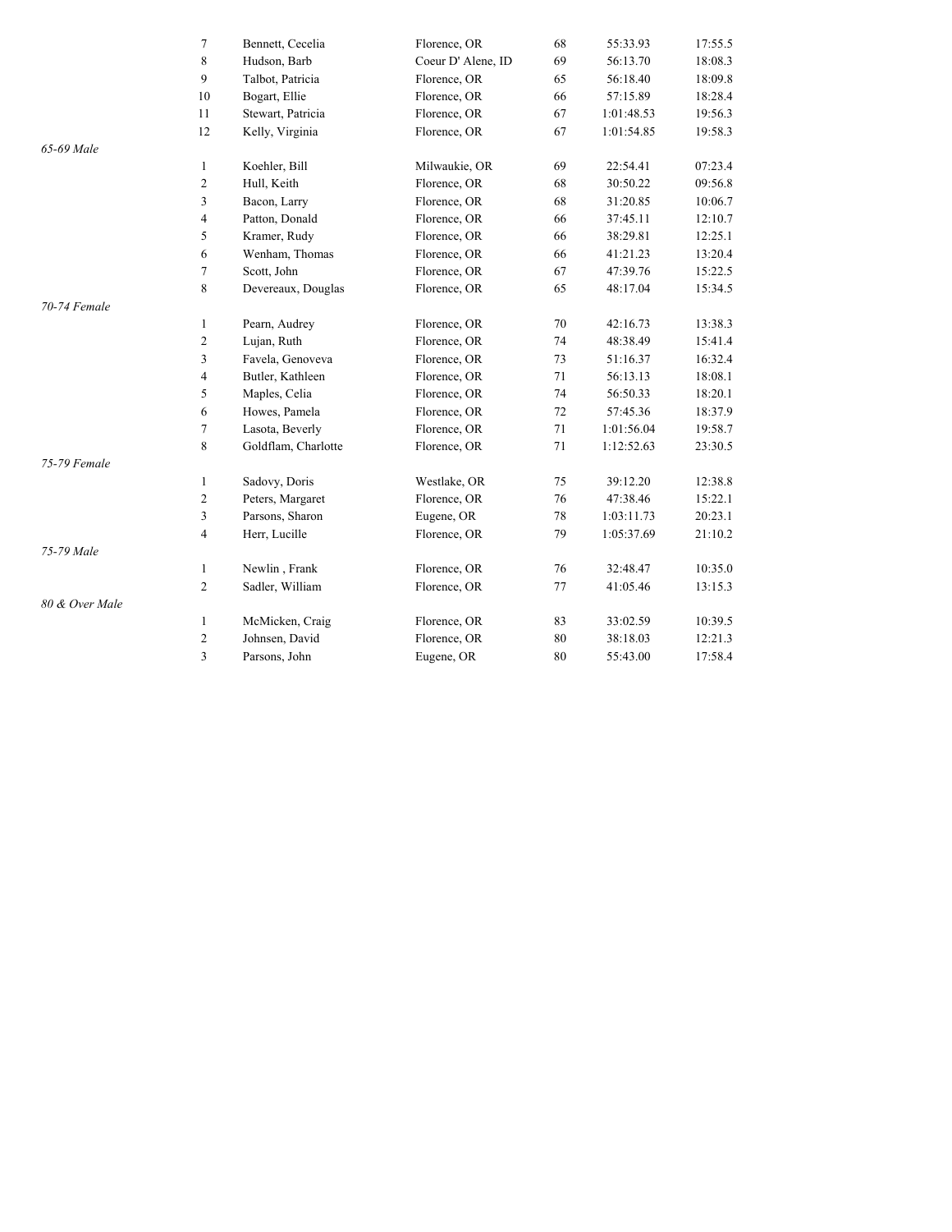| | | | | | | |
|---|---|---|---|---|---|---|
| | 7 | Bennett, Cecelia | Florence, OR | 68 | 55:33.93 | 17:55.5 |
| | 8 | Hudson, Barb | Coeur D' Alene, ID | 69 | 56:13.70 | 18:08.3 |
| | 9 | Talbot, Patricia | Florence, OR | 65 | 56:18.40 | 18:09.8 |
| | 10 | Bogart, Ellie | Florence, OR | 66 | 57:15.89 | 18:28.4 |
| | 11 | Stewart, Patricia | Florence, OR | 67 | 1:01:48.53 | 19:56.3 |
| | 12 | Kelly, Virginia | Florence, OR | 67 | 1:01:54.85 | 19:58.3 |
| *65-69 Male* | | | | | | |
| | 1 | Koehler, Bill | Milwaukie, OR | 69 | 22:54.41 | 07:23.4 |
| | 2 | Hull, Keith | Florence, OR | 68 | 30:50.22 | 09:56.8 |
| | 3 | Bacon, Larry | Florence, OR | 68 | 31:20.85 | 10:06.7 |
| | 4 | Patton, Donald | Florence, OR | 66 | 37:45.11 | 12:10.7 |
| | 5 | Kramer, Rudy | Florence, OR | 66 | 38:29.81 | 12:25.1 |
| | 6 | Wenham, Thomas | Florence, OR | 66 | 41:21.23 | 13:20.4 |
| | 7 | Scott, John | Florence, OR | 67 | 47:39.76 | 15:22.5 |
| | 8 | Devereaux, Douglas | Florence, OR | 65 | 48:17.04 | 15:34.5 |
| *70-74 Female* | | | | | | |
| | 1 | Pearn, Audrey | Florence, OR | 70 | 42:16.73 | 13:38.3 |
| | 2 | Lujan, Ruth | Florence, OR | 74 | 48:38.49 | 15:41.4 |
| | 3 | Favela, Genoveva | Florence, OR | 73 | 51:16.37 | 16:32.4 |
| | 4 | Butler, Kathleen | Florence, OR | 71 | 56:13.13 | 18:08.1 |
| | 5 | Maples, Celia | Florence, OR | 74 | 56:50.33 | 18:20.1 |
| | 6 | Howes, Pamela | Florence, OR | 72 | 57:45.36 | 18:37.9 |
| | 7 | Lasota, Beverly | Florence, OR | 71 | 1:01:56.04 | 19:58.7 |
| | 8 | Goldflam, Charlotte | Florence, OR | 71 | 1:12:52.63 | 23:30.5 |
| *75-79 Female* | | | | | | |
| | 1 | Sadovy, Doris | Westlake, OR | 75 | 39:12.20 | 12:38.8 |
| | 2 | Peters, Margaret | Florence, OR | 76 | 47:38.46 | 15:22.1 |
| | 3 | Parsons, Sharon | Eugene, OR | 78 | 1:03:11.73 | 20:23.1 |
| | 4 | Herr, Lucille | Florence, OR | 79 | 1:05:37.69 | 21:10.2 |
| *75-79 Male* | | | | | | |
| | 1 | Newlin , Frank | Florence, OR | 76 | 32:48.47 | 10:35.0 |
| | 2 | Sadler, William | Florence, OR | 77 | 41:05.46 | 13:15.3 |
| *80 & Over Male* | | | | | | |
| | 1 | McMicken, Craig | Florence, OR | 83 | 33:02.59 | 10:39.5 |
| | 2 | Johnsen, David | Florence, OR | 80 | 38:18.03 | 12:21.3 |
| | 3 | Parsons, John | Eugene, OR | 80 | 55:43.00 | 17:58.4 |